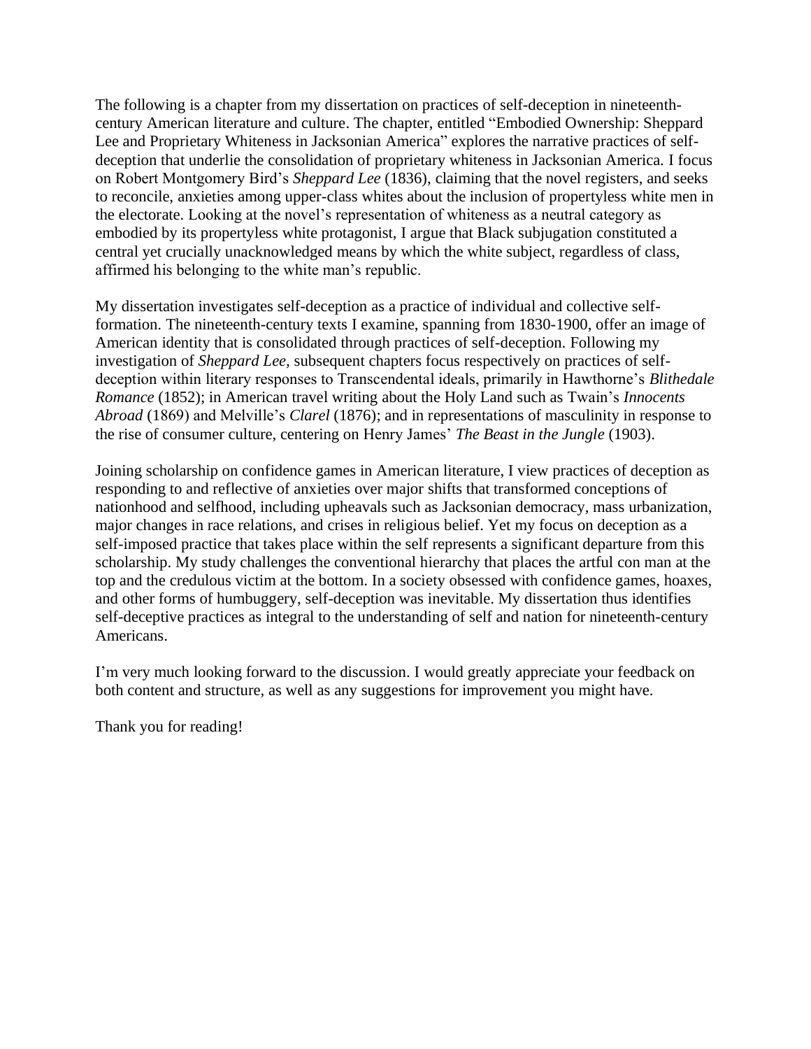The following is a chapter from my dissertation on practices of self-deception in nineteenth-century American literature and culture. The chapter, entitled "Embodied Ownership: Sheppard Lee and Proprietary Whiteness in Jacksonian America" explores the narrative practices of self-deception that underlie the consolidation of proprietary whiteness in Jacksonian America. I focus on Robert Montgomery Bird's *Sheppard Lee* (1836), claiming that the novel registers, and seeks to reconcile, anxieties among upper-class whites about the inclusion of propertyless white men in the electorate. Looking at the novel's representation of whiteness as a neutral category as embodied by its propertyless white protagonist, I argue that Black subjugation constituted a central yet crucially unacknowledged means by which the white subject, regardless of class, affirmed his belonging to the white man's republic.

My dissertation investigates self-deception as a practice of individual and collective self-formation. The nineteenth-century texts I examine, spanning from 1830-1900, offer an image of American identity that is consolidated through practices of self-deception. Following my investigation of *Sheppard Lee,* subsequent chapters focus respectively on practices of self-deception within literary responses to Transcendental ideals, primarily in Hawthorne's *Blithedale Romance* (1852); in American travel writing about the Holy Land such as Twain's *Innocents Abroad* (1869) and Melville's *Clarel* (1876); and in representations of masculinity in response to the rise of consumer culture, centering on Henry James' *The Beast in the Jungle* (1903).

Joining scholarship on confidence games in American literature, I view practices of deception as responding to and reflective of anxieties over major shifts that transformed conceptions of nationhood and selfhood, including upheavals such as Jacksonian democracy, mass urbanization, major changes in race relations, and crises in religious belief. Yet my focus on deception as a self-imposed practice that takes place within the self represents a significant departure from this scholarship. My study challenges the conventional hierarchy that places the artful con man at the top and the credulous victim at the bottom. In a society obsessed with confidence games, hoaxes, and other forms of humbuggery, self-deception was inevitable. My dissertation thus identifies self-deceptive practices as integral to the understanding of self and nation for nineteenth-century Americans.

I'm very much looking forward to the discussion. I would greatly appreciate your feedback on both content and structure, as well as any suggestions for improvement you might have.

Thank you for reading!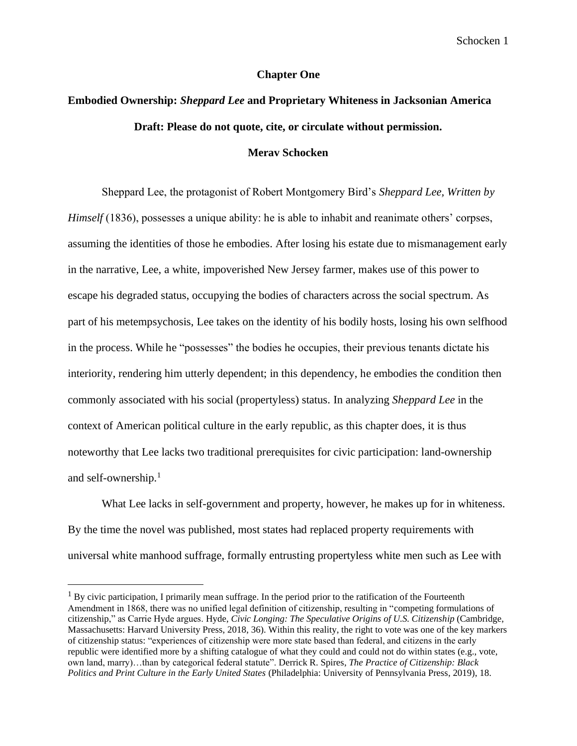**Chapter One**

**Embodied Ownership: *Sheppard Lee* and Proprietary Whiteness in Jacksonian America**

**Draft: Please do not quote, cite, or circulate without permission.**

**Merav Schocken**

Sheppard Lee, the protagonist of Robert Montgomery Bird's *Sheppard Lee, Written by Himself* (1836), possesses a unique ability: he is able to inhabit and reanimate others' corpses, assuming the identities of those he embodies. After losing his estate due to mismanagement early in the narrative, Lee, a white, impoverished New Jersey farmer, makes use of this power to escape his degraded status, occupying the bodies of characters across the social spectrum. As part of his metempsychosis, Lee takes on the identity of his bodily hosts, losing his own selfhood in the process. While he "possesses" the bodies he occupies, their previous tenants dictate his interiority, rendering him utterly dependent; in this dependency, he embodies the condition then commonly associated with his social (propertyless) status. In analyzing *Sheppard Lee* in the context of American political culture in the early republic, as this chapter does, it is thus noteworthy that Lee lacks two traditional prerequisites for civic participation: land-ownership and self-ownership.[1]

What Lee lacks in self-government and property, however, he makes up for in whiteness. By the time the novel was published, most states had replaced property requirements with universal white manhood suffrage, formally entrusting propertyless white men such as Lee with

[1] By civic participation, I primarily mean suffrage. In the period prior to the ratification of the Fourteenth Amendment in 1868, there was no unified legal definition of citizenship, resulting in "competing formulations of citizenship," as Carrie Hyde argues. Hyde, *Civic Longing: The Speculative Origins of U.S. Citizenship* (Cambridge, Massachusetts: Harvard University Press, 2018, 36). Within this reality, the right to vote was one of the key markers of citizenship status: "experiences of citizenship were more state based than federal, and citizens in the early republic were identified more by a shifting catalogue of what they could and could not do within states (e.g., vote, own land, marry)…than by categorical federal statute". Derrick R. Spires, *The Practice of Citizenship: Black Politics and Print Culture in the Early United States* (Philadelphia: University of Pennsylvania Press, 2019), 18.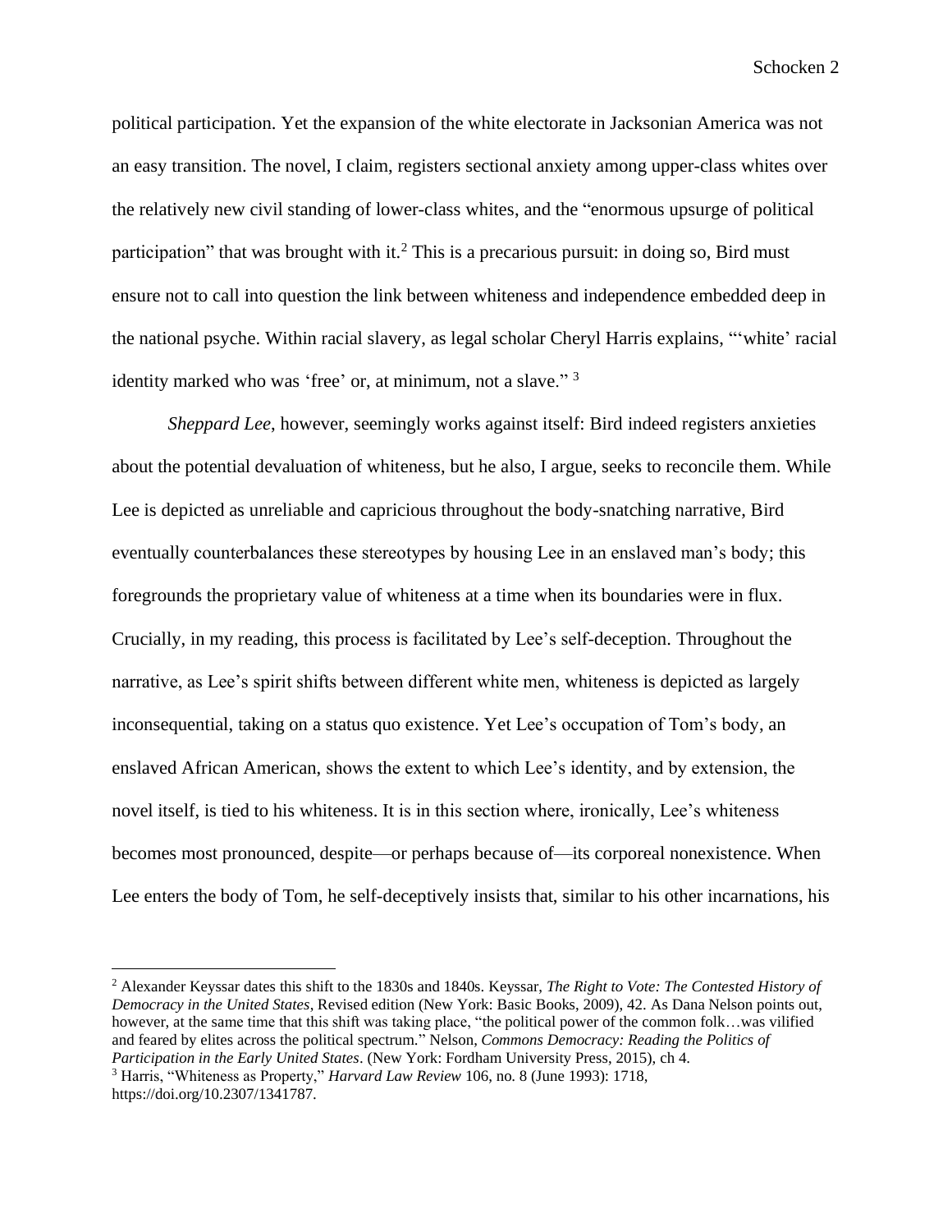political participation. Yet the expansion of the white electorate in Jacksonian America was not an easy transition. The novel, I claim, registers sectional anxiety among upper-class whites over the relatively new civil standing of lower-class whites, and the "enormous upsurge of political participation" that was brought with it.[2] This is a precarious pursuit: in doing so, Bird must ensure not to call into question the link between whiteness and independence embedded deep in the national psyche. Within racial slavery, as legal scholar Cheryl Harris explains, "'white' racial identity marked who was 'free' or, at minimum, not a slave." [3]

*Sheppard Lee*, however, seemingly works against itself: Bird indeed registers anxieties about the potential devaluation of whiteness, but he also, I argue, seeks to reconcile them. While Lee is depicted as unreliable and capricious throughout the body-snatching narrative, Bird eventually counterbalances these stereotypes by housing Lee in an enslaved man's body; this foregrounds the proprietary value of whiteness at a time when its boundaries were in flux. Crucially, in my reading, this process is facilitated by Lee's self-deception. Throughout the narrative, as Lee's spirit shifts between different white men, whiteness is depicted as largely inconsequential, taking on a status quo existence. Yet Lee's occupation of Tom's body, an enslaved African American, shows the extent to which Lee's identity, and by extension, the novel itself, is tied to his whiteness. It is in this section where, ironically, Lee's whiteness becomes most pronounced, despite—or perhaps because of—its corporeal nonexistence. When Lee enters the body of Tom, he self-deceptively insists that, similar to his other incarnations, his

---

[2] Alexander Keyssar dates this shift to the 1830s and 1840s. Keyssar, *The Right to Vote: The Contested History of Democracy in the United States*, Revised edition (New York: Basic Books, 2009), 42. As Dana Nelson points out, however, at the same time that this shift was taking place, "the political power of the common folk…was vilified and feared by elites across the political spectrum." Nelson, *Commons Democracy: Reading the Politics of Participation in the Early United States*. (New York: Fordham University Press, 2015), ch 4.

[3] Harris, "Whiteness as Property," *Harvard Law Review* 106, no. 8 (June 1993): 1718, https://doi.org/10.2307/1341787.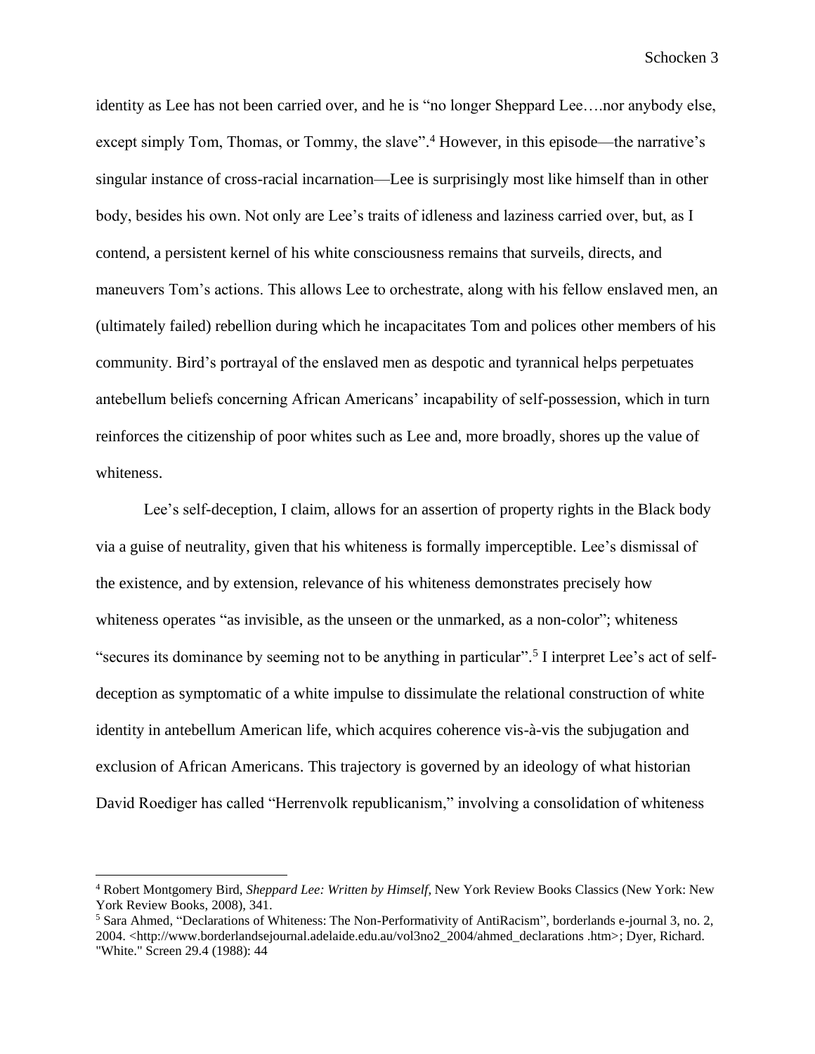identity as Lee has not been carried over, and he is "no longer Sheppard Lee….nor anybody else, except simply Tom, Thomas, or Tommy, the slave".[4] However, in this episode—the narrative's singular instance of cross-racial incarnation—Lee is surprisingly most like himself than in other body, besides his own. Not only are Lee's traits of idleness and laziness carried over, but, as I contend, a persistent kernel of his white consciousness remains that surveils, directs, and maneuvers Tom's actions. This allows Lee to orchestrate, along with his fellow enslaved men, an (ultimately failed) rebellion during which he incapacitates Tom and polices other members of his community. Bird's portrayal of the enslaved men as despotic and tyrannical helps perpetuates antebellum beliefs concerning African Americans' incapability of self-possession, which in turn reinforces the citizenship of poor whites such as Lee and, more broadly, shores up the value of whiteness.

Lee's self-deception, I claim, allows for an assertion of property rights in the Black body via a guise of neutrality, given that his whiteness is formally imperceptible. Lee's dismissal of the existence, and by extension, relevance of his whiteness demonstrates precisely how whiteness operates "as invisible, as the unseen or the unmarked, as a non-color"; whiteness "secures its dominance by seeming not to be anything in particular".[5] I interpret Lee's act of self-deception as symptomatic of a white impulse to dissimulate the relational construction of white identity in antebellum American life, which acquires coherence vis-à-vis the subjugation and exclusion of African Americans. This trajectory is governed by an ideology of what historian David Roediger has called "Herrenvolk republicanism," involving a consolidation of whiteness

---

[4] Robert Montgomery Bird, *Sheppard Lee: Written by Himself*, New York Review Books Classics (New York: New York Review Books, 2008), 341.

[5] Sara Ahmed, "Declarations of Whiteness: The Non-Performativity of AntiRacism", borderlands e-journal 3, no. 2, 2004. <http://www.borderlandsejournal.adelaide.edu.au/vol3no2_2004/ahmed_declarations .htm>; Dyer, Richard. "White." Screen 29.4 (1988): 44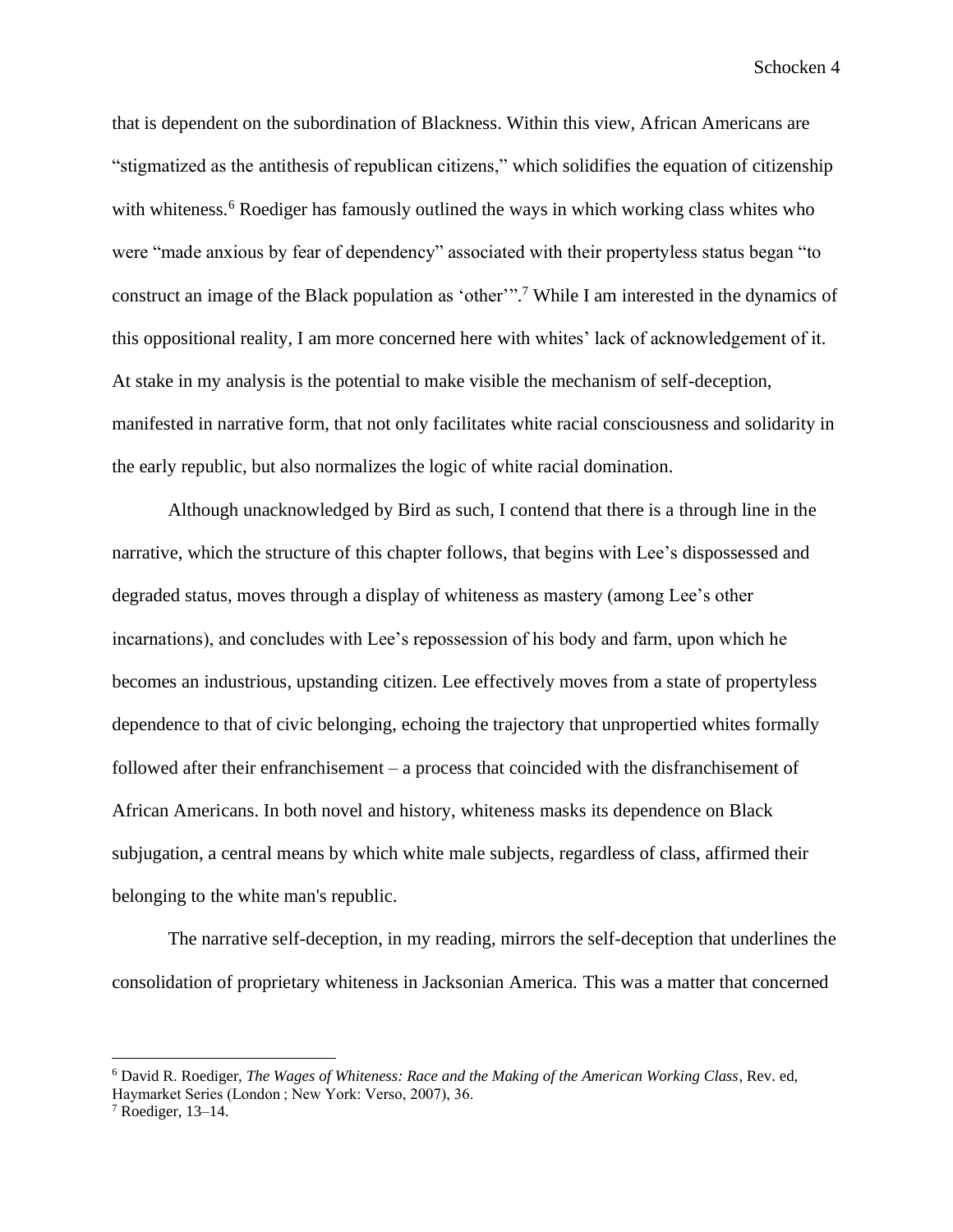that is dependent on the subordination of Blackness. Within this view, African Americans are "stigmatized as the antithesis of republican citizens," which solidifies the equation of citizenship with whiteness.[6] Roediger has famously outlined the ways in which working class whites who were "made anxious by fear of dependency" associated with their propertyless status began "to construct an image of the Black population as 'other'".[7] While I am interested in the dynamics of this oppositional reality, I am more concerned here with whites' lack of acknowledgement of it. At stake in my analysis is the potential to make visible the mechanism of self-deception, manifested in narrative form, that not only facilitates white racial consciousness and solidarity in the early republic, but also normalizes the logic of white racial domination.

Although unacknowledged by Bird as such, I contend that there is a through line in the narrative, which the structure of this chapter follows, that begins with Lee's dispossessed and degraded status, moves through a display of whiteness as mastery (among Lee's other incarnations), and concludes with Lee's repossession of his body and farm, upon which he becomes an industrious, upstanding citizen. Lee effectively moves from a state of propertyless dependence to that of civic belonging, echoing the trajectory that unpropertied whites formally followed after their enfranchisement – a process that coincided with the disfranchisement of African Americans. In both novel and history, whiteness masks its dependence on Black subjugation, a central means by which white male subjects, regardless of class, affirmed their belonging to the white man's republic.

The narrative self-deception, in my reading, mirrors the self-deception that underlines the consolidation of proprietary whiteness in Jacksonian America. This was a matter that concerned

---

[6] David R. Roediger, *The Wages of Whiteness: Race and the Making of the American Working Class*, Rev. ed, Haymarket Series (London ; New York: Verso, 2007), 36.

[7] Roediger, 13–14.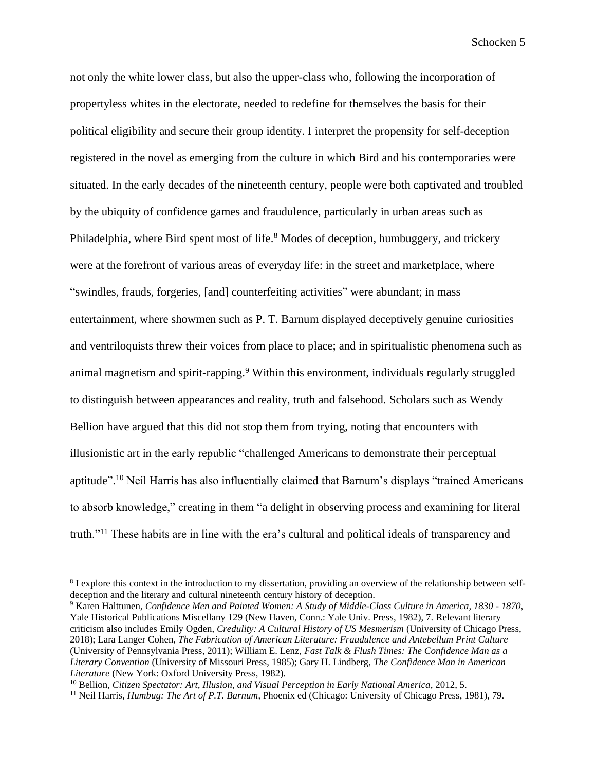not only the white lower class, but also the upper-class who, following the incorporation of propertyless whites in the electorate, needed to redefine for themselves the basis for their political eligibility and secure their group identity. I interpret the propensity for self-deception registered in the novel as emerging from the culture in which Bird and his contemporaries were situated. In the early decades of the nineteenth century, people were both captivated and troubled by the ubiquity of confidence games and fraudulence, particularly in urban areas such as Philadelphia, where Bird spent most of life.[8] Modes of deception, humbuggery, and trickery were at the forefront of various areas of everyday life: in the street and marketplace, where "swindles, frauds, forgeries, [and] counterfeiting activities" were abundant; in mass entertainment, where showmen such as P. T. Barnum displayed deceptively genuine curiosities and ventriloquists threw their voices from place to place; and in spiritualistic phenomena such as animal magnetism and spirit-rapping.[9] Within this environment, individuals regularly struggled to distinguish between appearances and reality, truth and falsehood. Scholars such as Wendy Bellion have argued that this did not stop them from trying, noting that encounters with illusionistic art in the early republic "challenged Americans to demonstrate their perceptual aptitude".[10] Neil Harris has also influentially claimed that Barnum's displays "trained Americans to absorb knowledge," creating in them "a delight in observing process and examining for literal truth."[11] These habits are in line with the era's cultural and political ideals of transparency and

---

[8] I explore this context in the introduction to my dissertation, providing an overview of the relationship between self-deception and the literary and cultural nineteenth century history of deception.

[9] Karen Halttunen, *Confidence Men and Painted Women: A Study of Middle-Class Culture in America, 1830 - 1870*, Yale Historical Publications Miscellany 129 (New Haven, Conn.: Yale Univ. Press, 1982), 7. Relevant literary criticism also includes Emily Ogden, *Credulity: A Cultural History of US Mesmerism* (University of Chicago Press, 2018); Lara Langer Cohen, *The Fabrication of American Literature: Fraudulence and Antebellum Print Culture* (University of Pennsylvania Press, 2011); William E. Lenz, *Fast Talk & Flush Times: The Confidence Man as a Literary Convention* (University of Missouri Press, 1985); Gary H. Lindberg, *The Confidence Man in American Literature* (New York: Oxford University Press, 1982).

[10] Bellion, *Citizen Spectator: Art, Illusion, and Visual Perception in Early National America*, 2012, 5.

[11] Neil Harris, *Humbug: The Art of P.T. Barnum*, Phoenix ed (Chicago: University of Chicago Press, 1981), 79.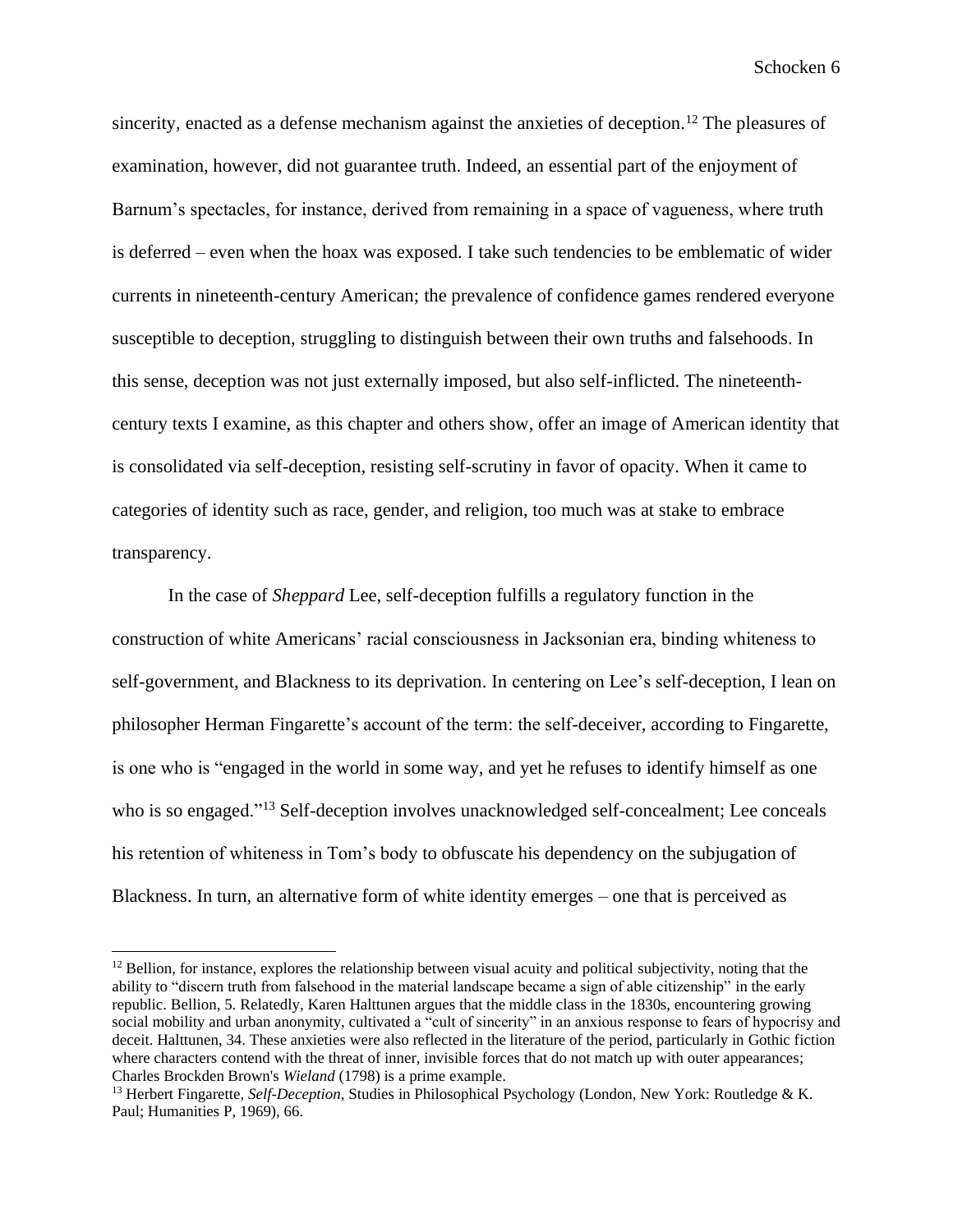sincerity, enacted as a defense mechanism against the anxieties of deception.[12] The pleasures of examination, however, did not guarantee truth. Indeed, an essential part of the enjoyment of Barnum's spectacles, for instance, derived from remaining in a space of vagueness, where truth is deferred – even when the hoax was exposed. I take such tendencies to be emblematic of wider currents in nineteenth-century American; the prevalence of confidence games rendered everyone susceptible to deception, struggling to distinguish between their own truths and falsehoods. In this sense, deception was not just externally imposed, but also self-inflicted. The nineteenth-century texts I examine, as this chapter and others show, offer an image of American identity that is consolidated via self-deception, resisting self-scrutiny in favor of opacity. When it came to categories of identity such as race, gender, and religion, too much was at stake to embrace transparency.

In the case of *Sheppard* Lee, self-deception fulfills a regulatory function in the construction of white Americans' racial consciousness in Jacksonian era, binding whiteness to self-government, and Blackness to its deprivation. In centering on Lee's self-deception, I lean on philosopher Herman Fingarette's account of the term: the self-deceiver, according to Fingarette, is one who is "engaged in the world in some way, and yet he refuses to identify himself as one who is so engaged."[13] Self-deception involves unacknowledged self-concealment; Lee conceals his retention of whiteness in Tom's body to obfuscate his dependency on the subjugation of Blackness. In turn, an alternative form of white identity emerges – one that is perceived as

---

[12] Bellion, for instance, explores the relationship between visual acuity and political subjectivity, noting that the ability to "discern truth from falsehood in the material landscape became a sign of able citizenship" in the early republic. Bellion, 5. Relatedly, Karen Halttunen argues that the middle class in the 1830s, encountering growing social mobility and urban anonymity, cultivated a "cult of sincerity" in an anxious response to fears of hypocrisy and deceit. Halttunen, 34. These anxieties were also reflected in the literature of the period, particularly in Gothic fiction where characters contend with the threat of inner, invisible forces that do not match up with outer appearances; Charles Brockden Brown's *Wieland* (1798) is a prime example.

[13] Herbert Fingarette, *Self-Deception*, Studies in Philosophical Psychology (London, New York: Routledge & K. Paul; Humanities P, 1969), 66.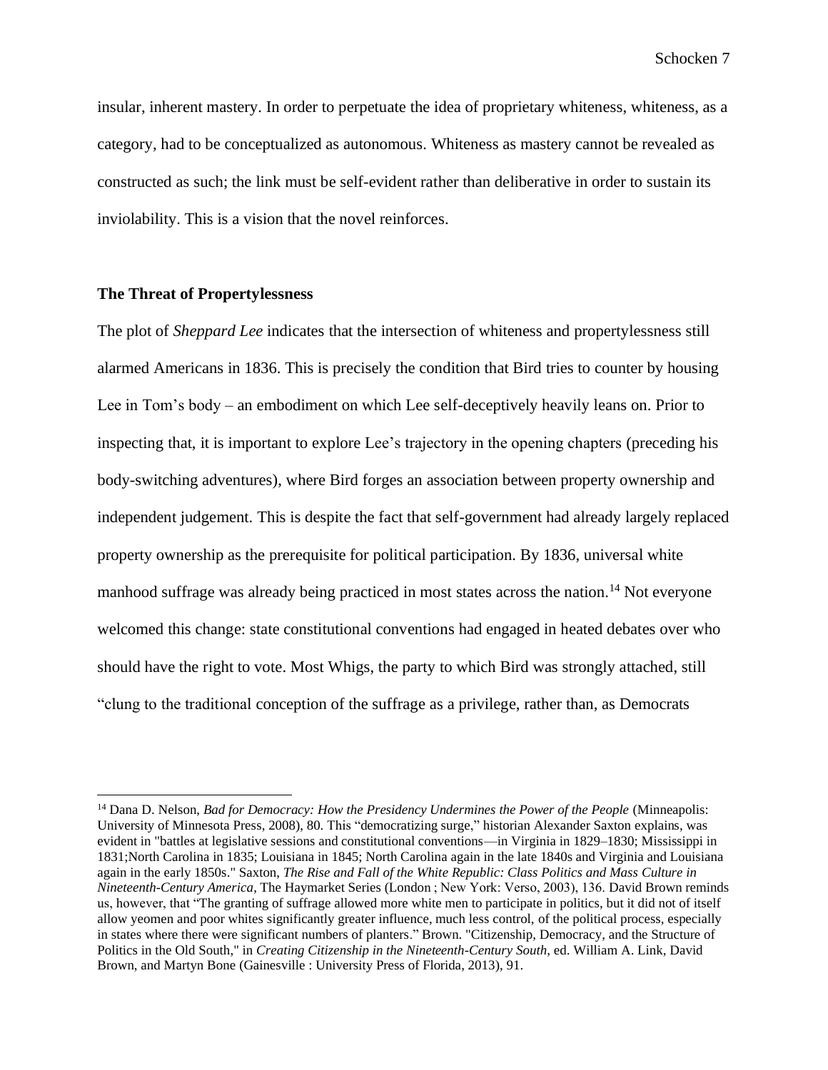insular, inherent mastery. In order to perpetuate the idea of proprietary whiteness, whiteness, as a category, had to be conceptualized as autonomous. Whiteness as mastery cannot be revealed as constructed as such; the link must be self-evident rather than deliberative in order to sustain its inviolability. This is a vision that the novel reinforces.

### The Threat of Propertylessness

The plot of *Sheppard Lee* indicates that the intersection of whiteness and propertylessness still alarmed Americans in 1836. This is precisely the condition that Bird tries to counter by housing Lee in Tom's body – an embodiment on which Lee self-deceptively heavily leans on. Prior to inspecting that, it is important to explore Lee's trajectory in the opening chapters (preceding his body-switching adventures), where Bird forges an association between property ownership and independent judgement. This is despite the fact that self-government had already largely replaced property ownership as the prerequisite for political participation. By 1836, universal white manhood suffrage was already being practiced in most states across the nation.[14] Not everyone welcomed this change: state constitutional conventions had engaged in heated debates over who should have the right to vote. Most Whigs, the party to which Bird was strongly attached, still "clung to the traditional conception of the suffrage as a privilege, rather than, as Democrats

---

[14] Dana D. Nelson, *Bad for Democracy: How the Presidency Undermines the Power of the People* (Minneapolis: University of Minnesota Press, 2008), 80. This "democratizing surge," historian Alexander Saxton explains, was evident in "battles at legislative sessions and constitutional conventions—in Virginia in 1829–1830; Mississippi in 1831;North Carolina in 1835; Louisiana in 1845; North Carolina again in the late 1840s and Virginia and Louisiana again in the early 1850s." Saxton, *The Rise and Fall of the White Republic: Class Politics and Mass Culture in Nineteenth-Century America*, The Haymarket Series (London ; New York: Verso, 2003), 136. David Brown reminds us, however, that "The granting of suffrage allowed more white men to participate in politics, but it did not of itself allow yeomen and poor whites significantly greater influence, much less control, of the political process, especially in states where there were significant numbers of planters." Brown. "Citizenship, Democracy, and the Structure of Politics in the Old South," in *Creating Citizenship in the Nineteenth-Century South*, ed. William A. Link, David Brown, and Martyn Bone (Gainesville : University Press of Florida, 2013), 91.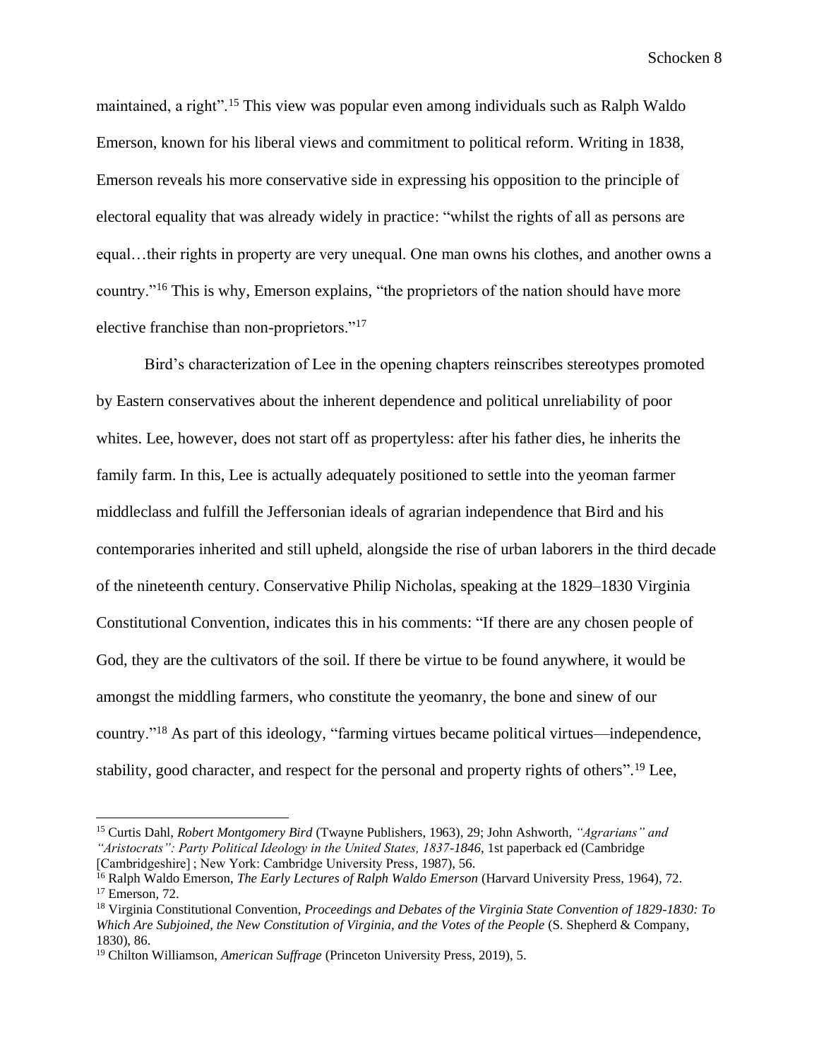maintained, a right".[15] This view was popular even among individuals such as Ralph Waldo Emerson, known for his liberal views and commitment to political reform. Writing in 1838, Emerson reveals his more conservative side in expressing his opposition to the principle of electoral equality that was already widely in practice: "whilst the rights of all as persons are equal…their rights in property are very unequal. One man owns his clothes, and another owns a country."[16] This is why, Emerson explains, "the proprietors of the nation should have more elective franchise than non-proprietors."[17]

Bird's characterization of Lee in the opening chapters reinscribes stereotypes promoted by Eastern conservatives about the inherent dependence and political unreliability of poor whites. Lee, however, does not start off as propertyless: after his father dies, he inherits the family farm. In this, Lee is actually adequately positioned to settle into the yeoman farmer middleclass and fulfill the Jeffersonian ideals of agrarian independence that Bird and his contemporaries inherited and still upheld, alongside the rise of urban laborers in the third decade of the nineteenth century. Conservative Philip Nicholas, speaking at the 1829–1830 Virginia Constitutional Convention, indicates this in his comments: "If there are any chosen people of God, they are the cultivators of the soil. If there be virtue to be found anywhere, it would be amongst the middling farmers, who constitute the yeomanry, the bone and sinew of our country."[18] As part of this ideology, "farming virtues became political virtues—independence, stability, good character, and respect for the personal and property rights of others".[19] Lee,

---

[15] Curtis Dahl, *Robert Montgomery Bird* (Twayne Publishers, 1963), 29; John Ashworth, *"Agrarians" and "Aristocrats": Party Political Ideology in the United States, 1837-1846*, 1st paperback ed (Cambridge [Cambridgeshire] ; New York: Cambridge University Press, 1987), 56.

[16] Ralph Waldo Emerson, *The Early Lectures of Ralph Waldo Emerson* (Harvard University Press, 1964), 72.

[17] Emerson, 72.

[18] Virginia Constitutional Convention, *Proceedings and Debates of the Virginia State Convention of 1829-1830: To Which Are Subjoined, the New Constitution of Virginia, and the Votes of the People* (S. Shepherd & Company, 1830), 86.

[19] Chilton Williamson, *American Suffrage* (Princeton University Press, 2019), 5.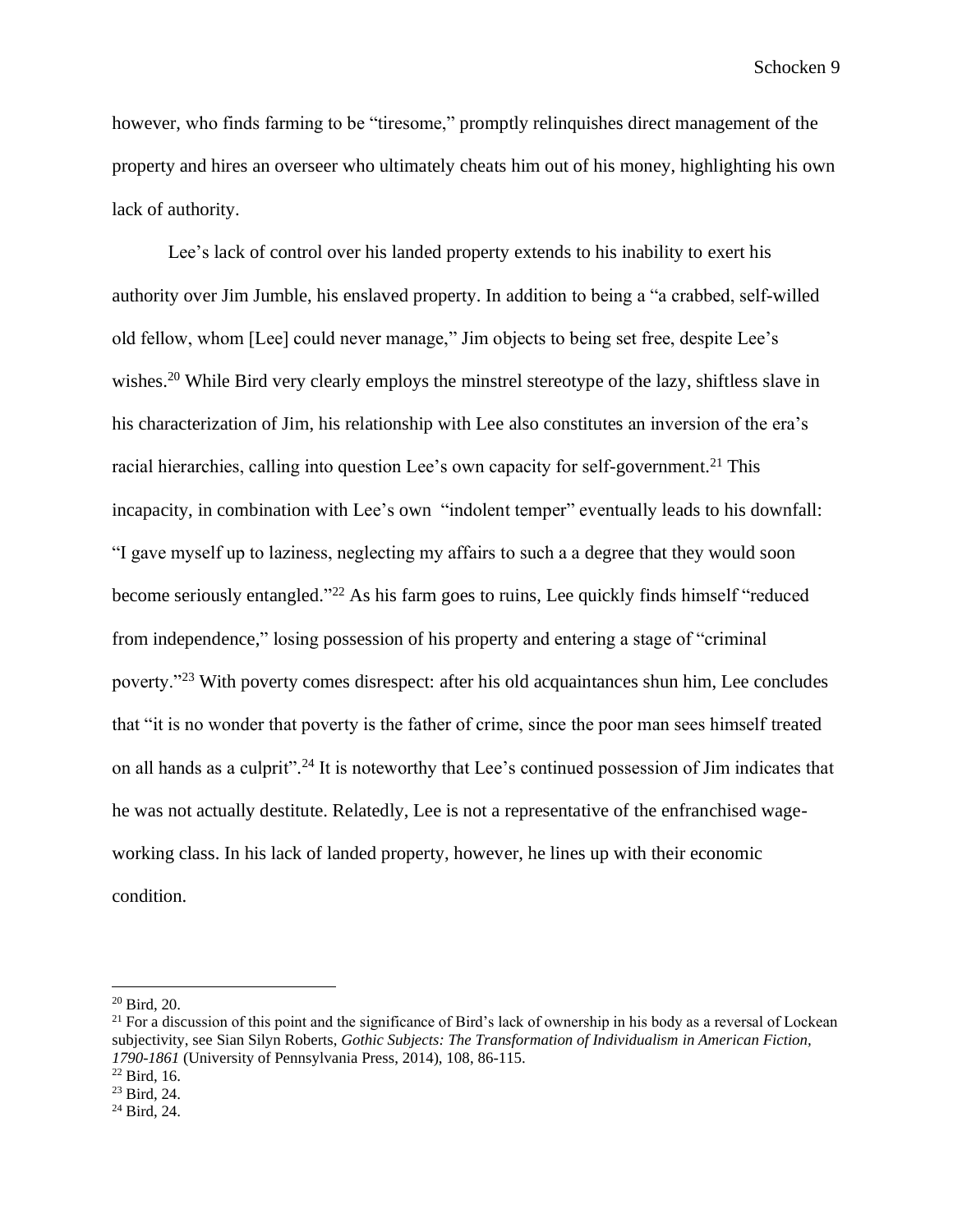however, who finds farming to be "tiresome," promptly relinquishes direct management of the property and hires an overseer who ultimately cheats him out of his money, highlighting his own lack of authority.

Lee's lack of control over his landed property extends to his inability to exert his authority over Jim Jumble, his enslaved property. In addition to being a "a crabbed, self-willed old fellow, whom [Lee] could never manage," Jim objects to being set free, despite Lee's wishes.[20] While Bird very clearly employs the minstrel stereotype of the lazy, shiftless slave in his characterization of Jim, his relationship with Lee also constitutes an inversion of the era's racial hierarchies, calling into question Lee's own capacity for self-government.[21] This incapacity, in combination with Lee's own "indolent temper" eventually leads to his downfall: "I gave myself up to laziness, neglecting my affairs to such a a degree that they would soon become seriously entangled."[22] As his farm goes to ruins, Lee quickly finds himself "reduced from independence," losing possession of his property and entering a stage of "criminal poverty."[23] With poverty comes disrespect: after his old acquaintances shun him, Lee concludes that "it is no wonder that poverty is the father of crime, since the poor man sees himself treated on all hands as a culprit".[24] It is noteworthy that Lee's continued possession of Jim indicates that he was not actually destitute. Relatedly, Lee is not a representative of the enfranchised wage-working class. In his lack of landed property, however, he lines up with their economic condition.

---

[20] Bird, 20.

[21] For a discussion of this point and the significance of Bird's lack of ownership in his body as a reversal of Lockean subjectivity, see Sian Silyn Roberts, *Gothic Subjects: The Transformation of Individualism in American Fiction, 1790-1861* (University of Pennsylvania Press, 2014), 108, 86-115.

[22] Bird, 16.

[23] Bird, 24.

[24] Bird, 24.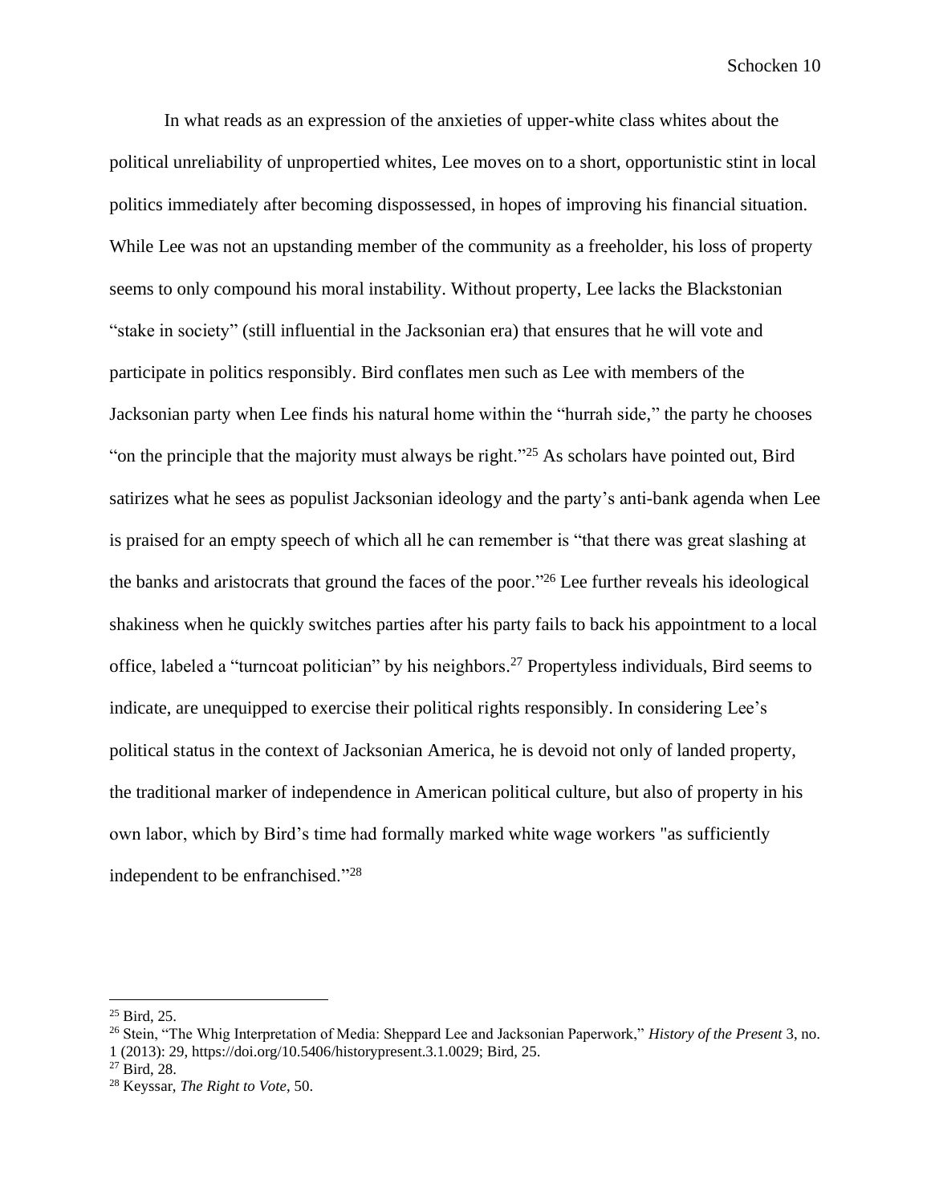In what reads as an expression of the anxieties of upper-white class whites about the political unreliability of unpropertied whites, Lee moves on to a short, opportunistic stint in local politics immediately after becoming dispossessed, in hopes of improving his financial situation. While Lee was not an upstanding member of the community as a freeholder, his loss of property seems to only compound his moral instability. Without property, Lee lacks the Blackstonian "stake in society" (still influential in the Jacksonian era) that ensures that he will vote and participate in politics responsibly. Bird conflates men such as Lee with members of the Jacksonian party when Lee finds his natural home within the "hurrah side," the party he chooses "on the principle that the majority must always be right."[25] As scholars have pointed out, Bird satirizes what he sees as populist Jacksonian ideology and the party's anti-bank agenda when Lee is praised for an empty speech of which all he can remember is "that there was great slashing at the banks and aristocrats that ground the faces of the poor."[26] Lee further reveals his ideological shakiness when he quickly switches parties after his party fails to back his appointment to a local office, labeled a "turncoat politician" by his neighbors.[27] Propertyless individuals, Bird seems to indicate, are unequipped to exercise their political rights responsibly. In considering Lee's political status in the context of Jacksonian America, he is devoid not only of landed property, the traditional marker of independence in American political culture, but also of property in his own labor, which by Bird's time had formally marked white wage workers "as sufficiently independent to be enfranchised."[28]

---

[25] Bird, 25.

[26] Stein, "The Whig Interpretation of Media: Sheppard Lee and Jacksonian Paperwork," *History of the Present* 3, no. 1 (2013): 29, https://doi.org/10.5406/historypresent.3.1.0029; Bird, 25.

[27] Bird, 28.

[28] Keyssar, *The Right to Vote*, 50.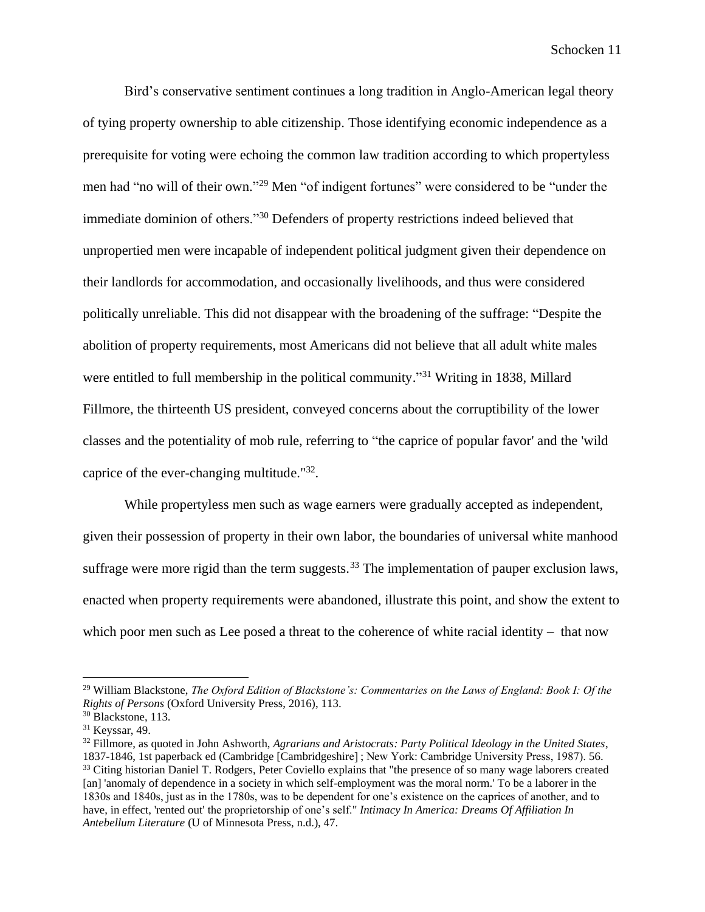Bird's conservative sentiment continues a long tradition in Anglo-American legal theory of tying property ownership to able citizenship. Those identifying economic independence as a prerequisite for voting were echoing the common law tradition according to which propertyless men had "no will of their own."[29] Men "of indigent fortunes" were considered to be "under the immediate dominion of others."[30] Defenders of property restrictions indeed believed that unpropertied men were incapable of independent political judgment given their dependence on their landlords for accommodation, and occasionally livelihoods, and thus were considered politically unreliable. This did not disappear with the broadening of the suffrage: "Despite the abolition of property requirements, most Americans did not believe that all adult white males were entitled to full membership in the political community."[31] Writing in 1838, Millard Fillmore, the thirteenth US president, conveyed concerns about the corruptibility of the lower classes and the potentiality of mob rule, referring to "the caprice of popular favor' and the 'wild caprice of the ever-changing multitude."[32].

While propertyless men such as wage earners were gradually accepted as independent, given their possession of property in their own labor, the boundaries of universal white manhood suffrage were more rigid than the term suggests.[33] The implementation of pauper exclusion laws, enacted when property requirements were abandoned, illustrate this point, and show the extent to which poor men such as Lee posed a threat to the coherence of white racial identity – that now

---

[29] William Blackstone, *The Oxford Edition of Blackstone's: Commentaries on the Laws of England: Book I: Of the Rights of Persons* (Oxford University Press, 2016), 113.

[30] Blackstone, 113.

[31] Keyssar, 49.

[32] Fillmore, as quoted in John Ashworth, *Agrarians and Aristocrats: Party Political Ideology in the United States*, 1837-1846, 1st paperback ed (Cambridge [Cambridgeshire] ; New York: Cambridge University Press, 1987). 56.

[33] Citing historian Daniel T. Rodgers, Peter Coviello explains that "the presence of so many wage laborers created [an] 'anomaly of dependence in a society in which self-employment was the moral norm.' To be a laborer in the 1830s and 1840s, just as in the 1780s, was to be dependent for one's existence on the caprices of another, and to have, in effect, 'rented out' the proprietorship of one's self." *Intimacy In America: Dreams Of Affiliation In Antebellum Literature* (U of Minnesota Press, n.d.), 47.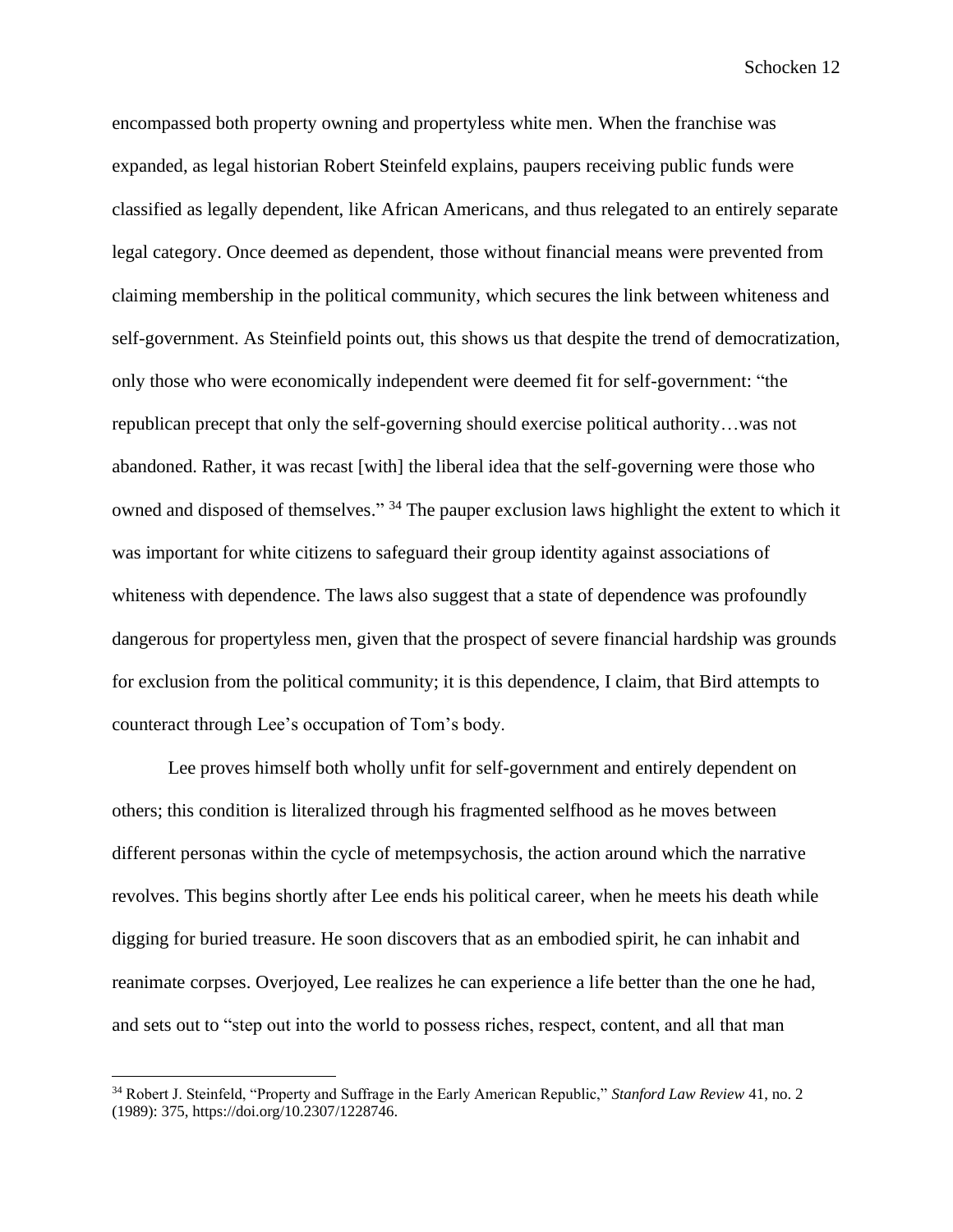encompassed both property owning and propertyless white men. When the franchise was expanded, as legal historian Robert Steinfeld explains, paupers receiving public funds were classified as legally dependent, like African Americans, and thus relegated to an entirely separate legal category. Once deemed as dependent, those without financial means were prevented from claiming membership in the political community, which secures the link between whiteness and self-government. As Steinfield points out, this shows us that despite the trend of democratization, only those who were economically independent were deemed fit for self-government: "the republican precept that only the self-governing should exercise political authority…was not abandoned. Rather, it was recast [with] the liberal idea that the self-governing were those who owned and disposed of themselves." [34] The pauper exclusion laws highlight the extent to which it was important for white citizens to safeguard their group identity against associations of whiteness with dependence. The laws also suggest that a state of dependence was profoundly dangerous for propertyless men, given that the prospect of severe financial hardship was grounds for exclusion from the political community; it is this dependence, I claim, that Bird attempts to counteract through Lee's occupation of Tom's body.

Lee proves himself both wholly unfit for self-government and entirely dependent on others; this condition is literalized through his fragmented selfhood as he moves between different personas within the cycle of metempsychosis, the action around which the narrative revolves. This begins shortly after Lee ends his political career, when he meets his death while digging for buried treasure. He soon discovers that as an embodied spirit, he can inhabit and reanimate corpses. Overjoyed, Lee realizes he can experience a life better than the one he had, and sets out to "step out into the world to possess riches, respect, content, and all that man

---

[34] Robert J. Steinfeld, "Property and Suffrage in the Early American Republic," *Stanford Law Review* 41, no. 2 (1989): 375, https://doi.org/10.2307/1228746.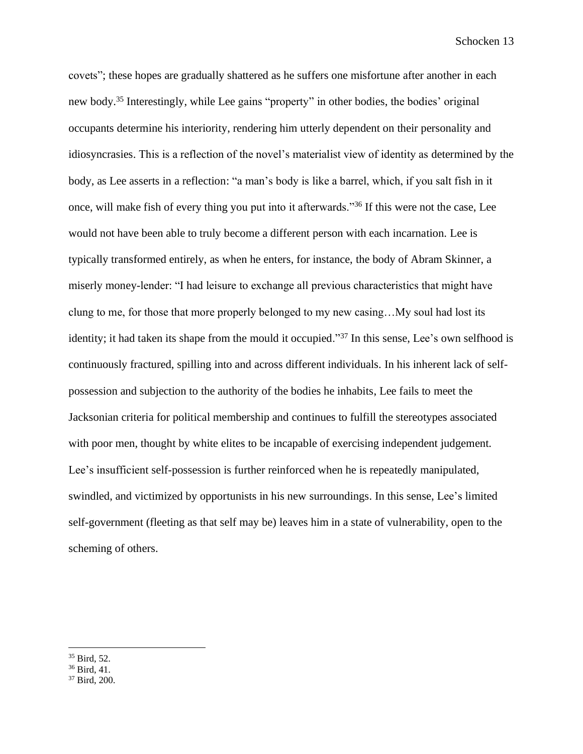covets"; these hopes are gradually shattered as he suffers one misfortune after another in each new body.[35] Interestingly, while Lee gains "property" in other bodies, the bodies' original occupants determine his interiority, rendering him utterly dependent on their personality and idiosyncrasies. This is a reflection of the novel's materialist view of identity as determined by the body, as Lee asserts in a reflection: "a man's body is like a barrel, which, if you salt fish in it once, will make fish of every thing you put into it afterwards."[36] If this were not the case, Lee would not have been able to truly become a different person with each incarnation. Lee is typically transformed entirely, as when he enters, for instance, the body of Abram Skinner, a miserly money-lender: "I had leisure to exchange all previous characteristics that might have clung to me, for those that more properly belonged to my new casing…My soul had lost its identity; it had taken its shape from the mould it occupied."[37] In this sense, Lee's own selfhood is continuously fractured, spilling into and across different individuals. In his inherent lack of self-possession and subjection to the authority of the bodies he inhabits, Lee fails to meet the Jacksonian criteria for political membership and continues to fulfill the stereotypes associated with poor men, thought by white elites to be incapable of exercising independent judgement. Lee's insufficient self-possession is further reinforced when he is repeatedly manipulated, swindled, and victimized by opportunists in his new surroundings. In this sense, Lee's limited self-government (fleeting as that self may be) leaves him in a state of vulnerability, open to the scheming of others.

---

[35] Bird, 52.

[36] Bird, 41.

[37] Bird, 200.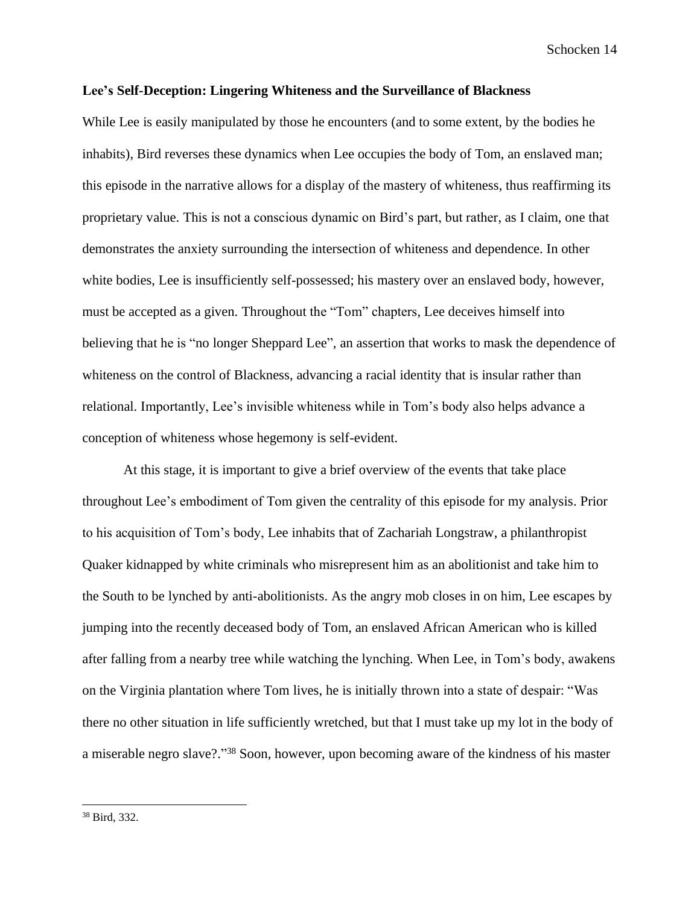**Lee's Self-Deception: Lingering Whiteness and the Surveillance of Blackness**

While Lee is easily manipulated by those he encounters (and to some extent, by the bodies he inhabits), Bird reverses these dynamics when Lee occupies the body of Tom, an enslaved man; this episode in the narrative allows for a display of the mastery of whiteness, thus reaffirming its proprietary value. This is not a conscious dynamic on Bird's part, but rather, as I claim, one that demonstrates the anxiety surrounding the intersection of whiteness and dependence. In other white bodies, Lee is insufficiently self-possessed; his mastery over an enslaved body, however, must be accepted as a given. Throughout the "Tom" chapters, Lee deceives himself into believing that he is "no longer Sheppard Lee", an assertion that works to mask the dependence of whiteness on the control of Blackness, advancing a racial identity that is insular rather than relational. Importantly, Lee's invisible whiteness while in Tom's body also helps advance a conception of whiteness whose hegemony is self-evident.

At this stage, it is important to give a brief overview of the events that take place throughout Lee's embodiment of Tom given the centrality of this episode for my analysis. Prior to his acquisition of Tom's body, Lee inhabits that of Zachariah Longstraw, a philanthropist Quaker kidnapped by white criminals who misrepresent him as an abolitionist and take him to the South to be lynched by anti-abolitionists. As the angry mob closes in on him, Lee escapes by jumping into the recently deceased body of Tom, an enslaved African American who is killed after falling from a nearby tree while watching the lynching. When Lee, in Tom's body, awakens on the Virginia plantation where Tom lives, he is initially thrown into a state of despair: "Was there no other situation in life sufficiently wretched, but that I must take up my lot in the body of a miserable negro slave?."[38] Soon, however, upon becoming aware of the kindness of his master

[38] Bird, 332.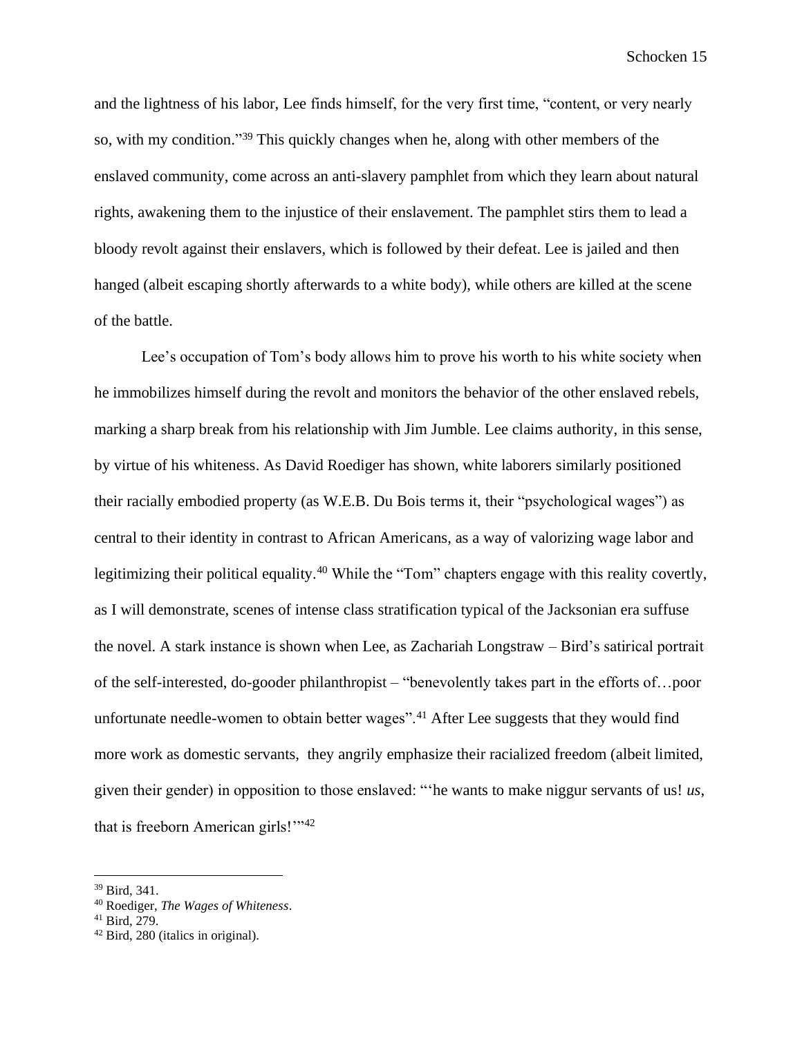and the lightness of his labor, Lee finds himself, for the very first time, "content, or very nearly so, with my condition."[39] This quickly changes when he, along with other members of the enslaved community, come across an anti-slavery pamphlet from which they learn about natural rights, awakening them to the injustice of their enslavement. The pamphlet stirs them to lead a bloody revolt against their enslavers, which is followed by their defeat. Lee is jailed and then hanged (albeit escaping shortly afterwards to a white body), while others are killed at the scene of the battle.

Lee's occupation of Tom's body allows him to prove his worth to his white society when he immobilizes himself during the revolt and monitors the behavior of the other enslaved rebels, marking a sharp break from his relationship with Jim Jumble. Lee claims authority, in this sense, by virtue of his whiteness. As David Roediger has shown, white laborers similarly positioned their racially embodied property (as W.E.B. Du Bois terms it, their "psychological wages") as central to their identity in contrast to African Americans, as a way of valorizing wage labor and legitimizing their political equality.[40] While the "Tom" chapters engage with this reality covertly, as I will demonstrate, scenes of intense class stratification typical of the Jacksonian era suffuse the novel. A stark instance is shown when Lee, as Zachariah Longstraw – Bird's satirical portrait of the self-interested, do-gooder philanthropist – "benevolently takes part in the efforts of…poor unfortunate needle-women to obtain better wages".[41] After Lee suggests that they would find more work as domestic servants, they angrily emphasize their racialized freedom (albeit limited, given their gender) in opposition to those enslaved: "'he wants to make niggur servants of us! *us*, that is freeborn American girls!'"[42]

---

[39] Bird, 341.

[40] Roediger, *The Wages of Whiteness*.

[41] Bird, 279.

[42] Bird, 280 (italics in original).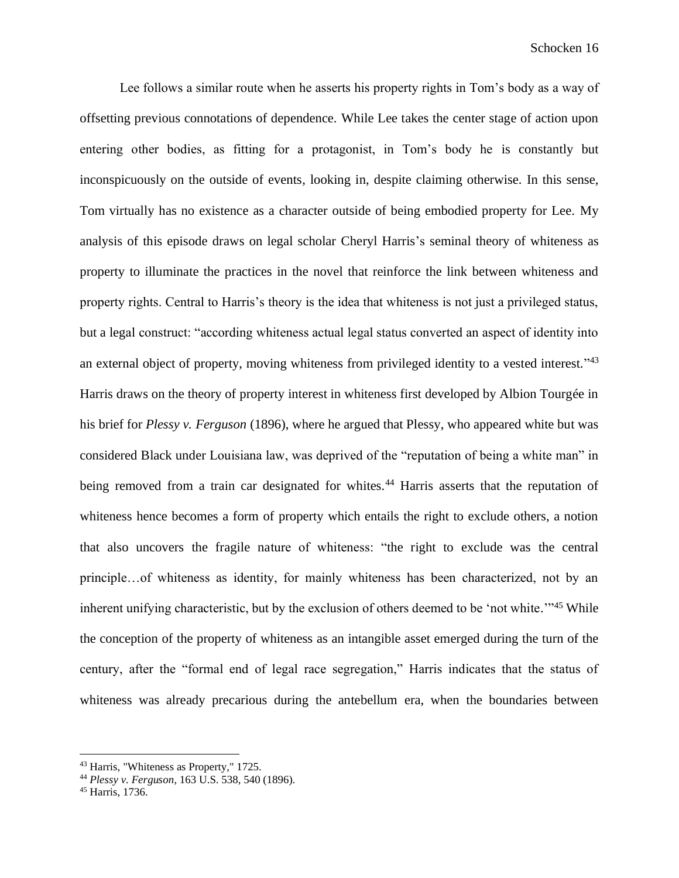Lee follows a similar route when he asserts his property rights in Tom's body as a way of offsetting previous connotations of dependence. While Lee takes the center stage of action upon entering other bodies, as fitting for a protagonist, in Tom's body he is constantly but inconspicuously on the outside of events, looking in, despite claiming otherwise. In this sense, Tom virtually has no existence as a character outside of being embodied property for Lee. My analysis of this episode draws on legal scholar Cheryl Harris's seminal theory of whiteness as property to illuminate the practices in the novel that reinforce the link between whiteness and property rights. Central to Harris's theory is the idea that whiteness is not just a privileged status, but a legal construct: "according whiteness actual legal status converted an aspect of identity into an external object of property, moving whiteness from privileged identity to a vested interest."[43] Harris draws on the theory of property interest in whiteness first developed by Albion Tourgée in his brief for *Plessy v. Ferguson* (1896), where he argued that Plessy, who appeared white but was considered Black under Louisiana law, was deprived of the "reputation of being a white man" in being removed from a train car designated for whites.[44] Harris asserts that the reputation of whiteness hence becomes a form of property which entails the right to exclude others, a notion that also uncovers the fragile nature of whiteness: "the right to exclude was the central principle…of whiteness as identity, for mainly whiteness has been characterized, not by an inherent unifying characteristic, but by the exclusion of others deemed to be 'not white.'"[45] While the conception of the property of whiteness as an intangible asset emerged during the turn of the century, after the "formal end of legal race segregation," Harris indicates that the status of whiteness was already precarious during the antebellum era, when the boundaries between

[43] Harris, "Whiteness as Property," 1725.

[44] *Plessy v. Ferguson*, 163 U.S. 538, 540 (1896).

[45] Harris, 1736.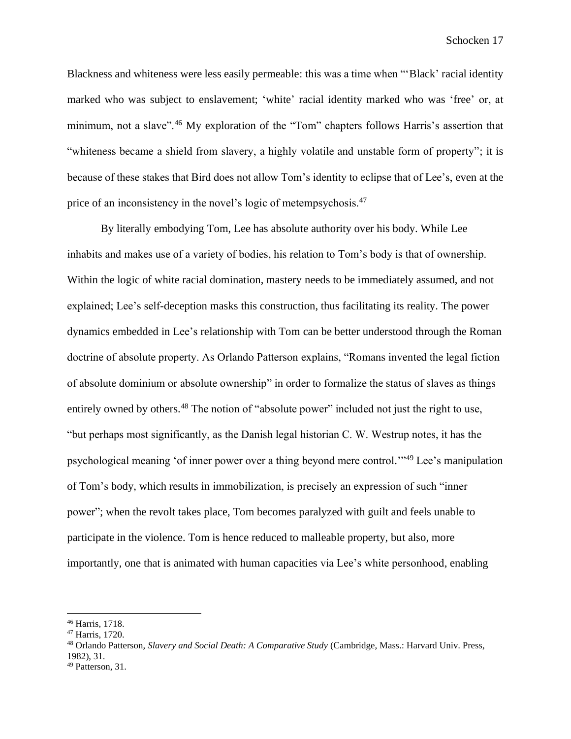Blackness and whiteness were less easily permeable: this was a time when "'Black' racial identity marked who was subject to enslavement; 'white' racial identity marked who was 'free' or, at minimum, not a slave".[46] My exploration of the "Tom" chapters follows Harris's assertion that "whiteness became a shield from slavery, a highly volatile and unstable form of property"; it is because of these stakes that Bird does not allow Tom's identity to eclipse that of Lee's, even at the price of an inconsistency in the novel's logic of metempsychosis.[47]

By literally embodying Tom, Lee has absolute authority over his body. While Lee inhabits and makes use of a variety of bodies, his relation to Tom's body is that of ownership. Within the logic of white racial domination, mastery needs to be immediately assumed, and not explained; Lee's self-deception masks this construction, thus facilitating its reality. The power dynamics embedded in Lee's relationship with Tom can be better understood through the Roman doctrine of absolute property. As Orlando Patterson explains, "Romans invented the legal fiction of absolute dominium or absolute ownership" in order to formalize the status of slaves as things entirely owned by others.[48] The notion of "absolute power" included not just the right to use, "but perhaps most significantly, as the Danish legal historian C. W. Westrup notes, it has the psychological meaning 'of inner power over a thing beyond mere control.'"[49] Lee's manipulation of Tom's body, which results in immobilization, is precisely an expression of such "inner power"; when the revolt takes place, Tom becomes paralyzed with guilt and feels unable to participate in the violence. Tom is hence reduced to malleable property, but also, more importantly, one that is animated with human capacities via Lee's white personhood, enabling

---

[46] Harris, 1718.

[47] Harris, 1720.

[48] Orlando Patterson, *Slavery and Social Death: A Comparative Study* (Cambridge, Mass.: Harvard Univ. Press, 1982), 31.

[49] Patterson, 31.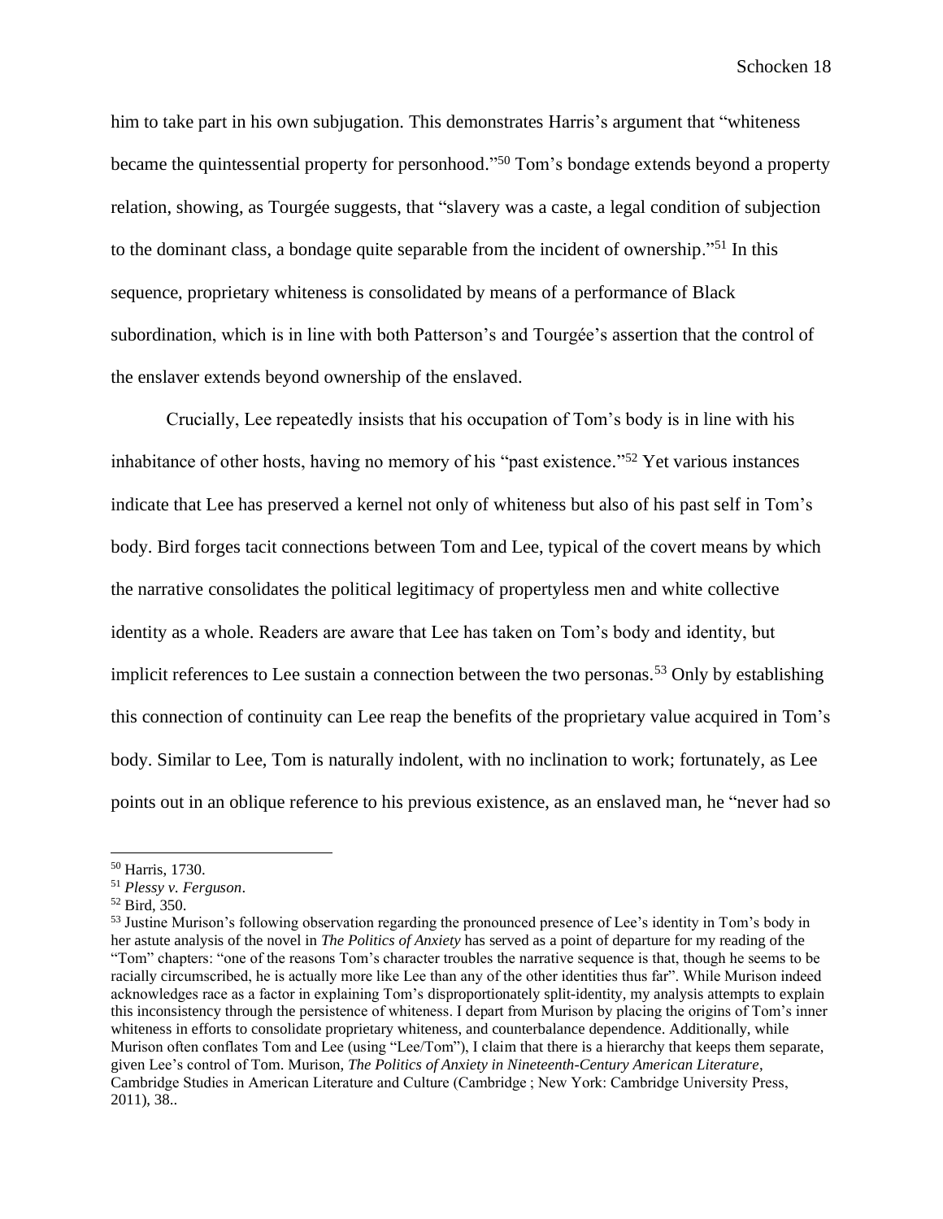him to take part in his own subjugation. This demonstrates Harris's argument that "whiteness became the quintessential property for personhood."[50] Tom's bondage extends beyond a property relation, showing, as Tourgée suggests, that "slavery was a caste, a legal condition of subjection to the dominant class, a bondage quite separable from the incident of ownership."[51] In this sequence, proprietary whiteness is consolidated by means of a performance of Black subordination, which is in line with both Patterson's and Tourgée's assertion that the control of the enslaver extends beyond ownership of the enslaved.

Crucially, Lee repeatedly insists that his occupation of Tom's body is in line with his inhabitance of other hosts, having no memory of his "past existence."[52] Yet various instances indicate that Lee has preserved a kernel not only of whiteness but also of his past self in Tom's body. Bird forges tacit connections between Tom and Lee, typical of the covert means by which the narrative consolidates the political legitimacy of propertyless men and white collective identity as a whole. Readers are aware that Lee has taken on Tom's body and identity, but implicit references to Lee sustain a connection between the two personas.[53] Only by establishing this connection of continuity can Lee reap the benefits of the proprietary value acquired in Tom's body. Similar to Lee, Tom is naturally indolent, with no inclination to work; fortunately, as Lee points out in an oblique reference to his previous existence, as an enslaved man, he "never had so

---

[50] Harris, 1730.

[51] *Plessy v. Ferguson*.

[52] Bird, 350.

[53] Justine Murison's following observation regarding the pronounced presence of Lee's identity in Tom's body in her astute analysis of the novel in *The Politics of Anxiety* has served as a point of departure for my reading of the "Tom" chapters: "one of the reasons Tom's character troubles the narrative sequence is that, though he seems to be racially circumscribed, he is actually more like Lee than any of the other identities thus far". While Murison indeed acknowledges race as a factor in explaining Tom's disproportionately split-identity, my analysis attempts to explain this inconsistency through the persistence of whiteness. I depart from Murison by placing the origins of Tom's inner whiteness in efforts to consolidate proprietary whiteness, and counterbalance dependence. Additionally, while Murison often conflates Tom and Lee (using "Lee/Tom"), I claim that there is a hierarchy that keeps them separate, given Lee's control of Tom. Murison, *The Politics of Anxiety in Nineteenth-Century American Literature*, Cambridge Studies in American Literature and Culture (Cambridge ; New York: Cambridge University Press, 2011), 38..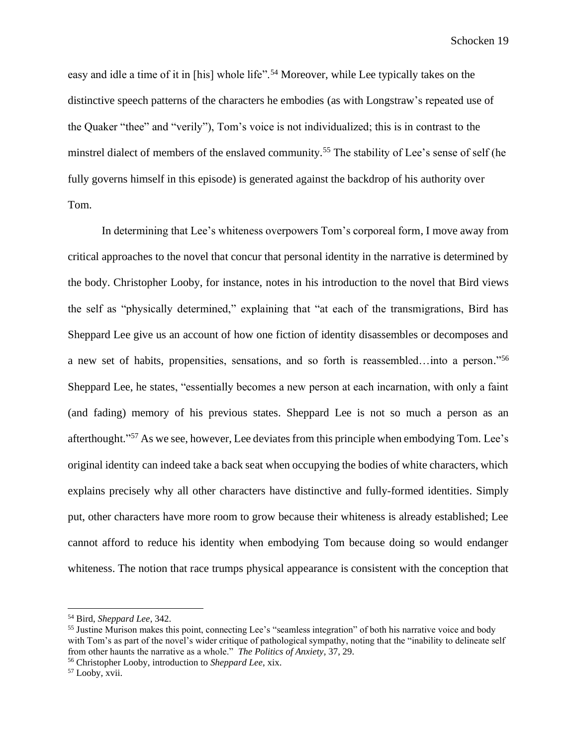easy and idle a time of it in [his] whole life".[54] Moreover, while Lee typically takes on the distinctive speech patterns of the characters he embodies (as with Longstraw's repeated use of the Quaker "thee" and "verily"), Tom's voice is not individualized; this is in contrast to the minstrel dialect of members of the enslaved community.[55] The stability of Lee's sense of self (he fully governs himself in this episode) is generated against the backdrop of his authority over Tom.

In determining that Lee's whiteness overpowers Tom's corporeal form, I move away from critical approaches to the novel that concur that personal identity in the narrative is determined by the body. Christopher Looby, for instance, notes in his introduction to the novel that Bird views the self as "physically determined," explaining that "at each of the transmigrations, Bird has Sheppard Lee give us an account of how one fiction of identity disassembles or decomposes and a new set of habits, propensities, sensations, and so forth is reassembled…into a person."[56] Sheppard Lee, he states, "essentially becomes a new person at each incarnation, with only a faint (and fading) memory of his previous states. Sheppard Lee is not so much a person as an afterthought."[57] As we see, however, Lee deviates from this principle when embodying Tom. Lee's original identity can indeed take a back seat when occupying the bodies of white characters, which explains precisely why all other characters have distinctive and fully-formed identities. Simply put, other characters have more room to grow because their whiteness is already established; Lee cannot afford to reduce his identity when embodying Tom because doing so would endanger whiteness. The notion that race trumps physical appearance is consistent with the conception that

---

[54] Bird, *Sheppard Lee*, 342.

[55] Justine Murison makes this point, connecting Lee's "seamless integration" of both his narrative voice and body with Tom's as part of the novel's wider critique of pathological sympathy, noting that the "inability to delineate self from other haunts the narrative as a whole." *The Politics of Anxiety*, 37, 29.

[56] Christopher Looby, introduction to *Sheppard Lee*, xix.

[57] Looby, xvii.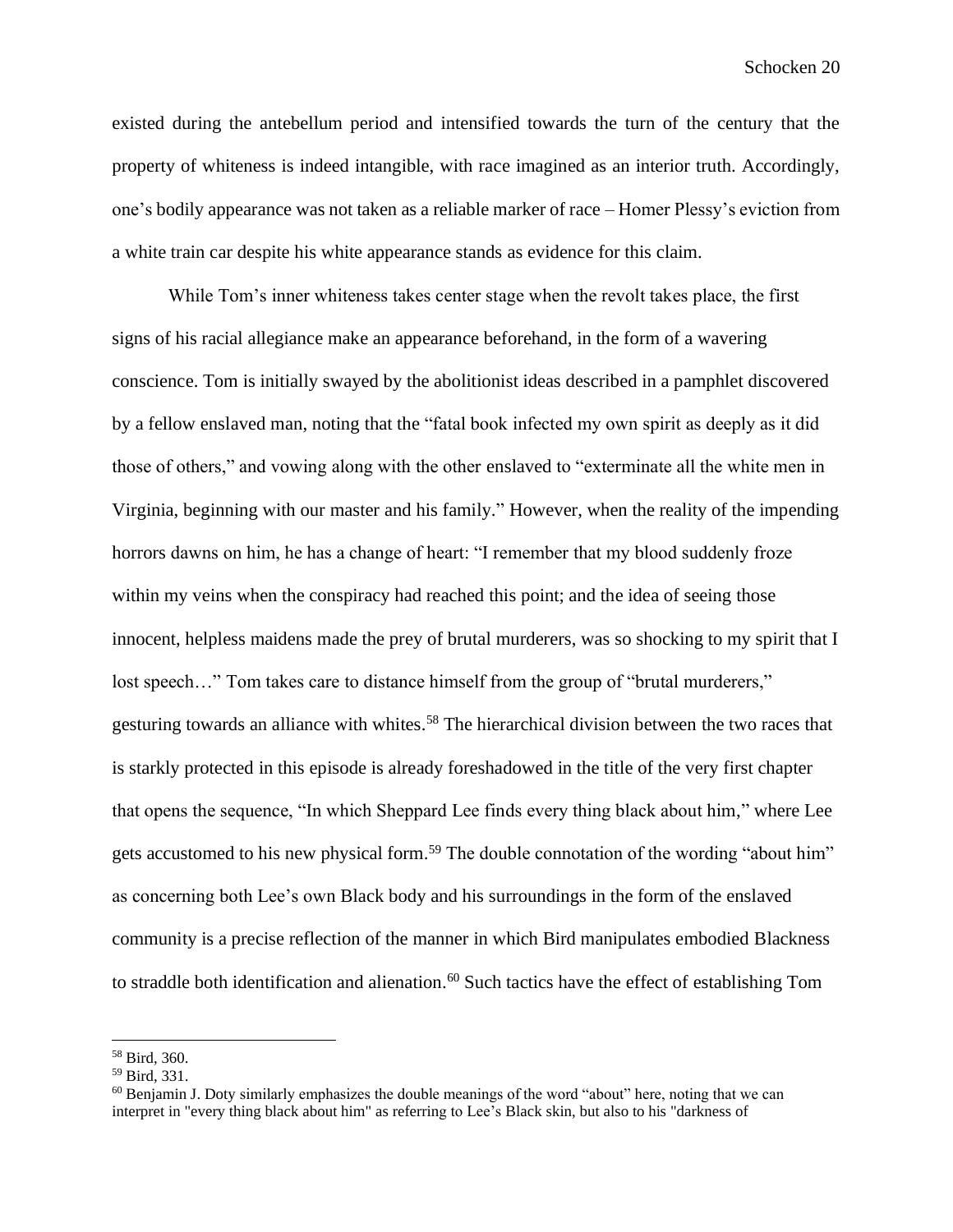existed during the antebellum period and intensified towards the turn of the century that the property of whiteness is indeed intangible, with race imagined as an interior truth. Accordingly, one's bodily appearance was not taken as a reliable marker of race – Homer Plessy's eviction from a white train car despite his white appearance stands as evidence for this claim.

While Tom's inner whiteness takes center stage when the revolt takes place, the first signs of his racial allegiance make an appearance beforehand, in the form of a wavering conscience. Tom is initially swayed by the abolitionist ideas described in a pamphlet discovered by a fellow enslaved man, noting that the "fatal book infected my own spirit as deeply as it did those of others," and vowing along with the other enslaved to "exterminate all the white men in Virginia, beginning with our master and his family." However, when the reality of the impending horrors dawns on him, he has a change of heart: "I remember that my blood suddenly froze within my veins when the conspiracy had reached this point; and the idea of seeing those innocent, helpless maidens made the prey of brutal murderers, was so shocking to my spirit that I lost speech…" Tom takes care to distance himself from the group of "brutal murderers," gesturing towards an alliance with whites.[58] The hierarchical division between the two races that is starkly protected in this episode is already foreshadowed in the title of the very first chapter that opens the sequence, "In which Sheppard Lee finds every thing black about him," where Lee gets accustomed to his new physical form.[59] The double connotation of the wording "about him" as concerning both Lee's own Black body and his surroundings in the form of the enslaved community is a precise reflection of the manner in which Bird manipulates embodied Blackness to straddle both identification and alienation.[60] Such tactics have the effect of establishing Tom

---

[58] Bird, 360.

[59] Bird, 331.

[60] Benjamin J. Doty similarly emphasizes the double meanings of the word "about" here, noting that we can interpret in "every thing black about him" as referring to Lee's Black skin, but also to his "darkness of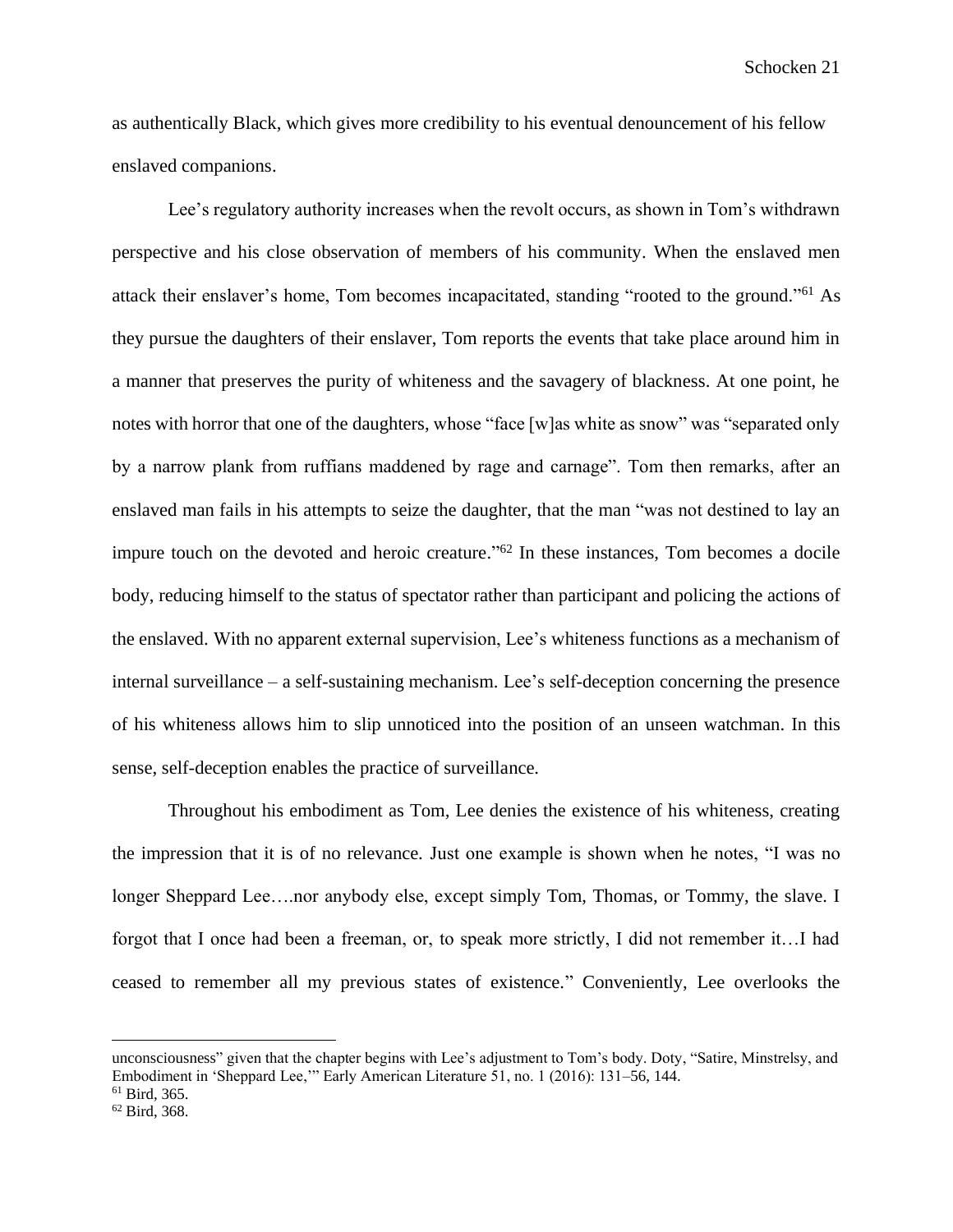as authentically Black, which gives more credibility to his eventual denouncement of his fellow enslaved companions.

Lee's regulatory authority increases when the revolt occurs, as shown in Tom's withdrawn perspective and his close observation of members of his community. When the enslaved men attack their enslaver's home, Tom becomes incapacitated, standing "rooted to the ground."[61] As they pursue the daughters of their enslaver, Tom reports the events that take place around him in a manner that preserves the purity of whiteness and the savagery of blackness. At one point, he notes with horror that one of the daughters, whose "face [w]as white as snow" was "separated only by a narrow plank from ruffians maddened by rage and carnage". Tom then remarks, after an enslaved man fails in his attempts to seize the daughter, that the man "was not destined to lay an impure touch on the devoted and heroic creature."[62] In these instances, Tom becomes a docile body, reducing himself to the status of spectator rather than participant and policing the actions of the enslaved. With no apparent external supervision, Lee's whiteness functions as a mechanism of internal surveillance – a self-sustaining mechanism. Lee's self-deception concerning the presence of his whiteness allows him to slip unnoticed into the position of an unseen watchman. In this sense, self-deception enables the practice of surveillance.

Throughout his embodiment as Tom, Lee denies the existence of his whiteness, creating the impression that it is of no relevance. Just one example is shown when he notes, "I was no longer Sheppard Lee….nor anybody else, except simply Tom, Thomas, or Tommy, the slave. I forgot that I once had been a freeman, or, to speak more strictly, I did not remember it…I had ceased to remember all my previous states of existence." Conveniently, Lee overlooks the

---

unconsciousness" given that the chapter begins with Lee's adjustment to Tom's body. Doty, "Satire, Minstrelsy, and Embodiment in 'Sheppard Lee,'" Early American Literature 51, no. 1 (2016): 131–56, 144.

[61] Bird, 365.

[62] Bird, 368.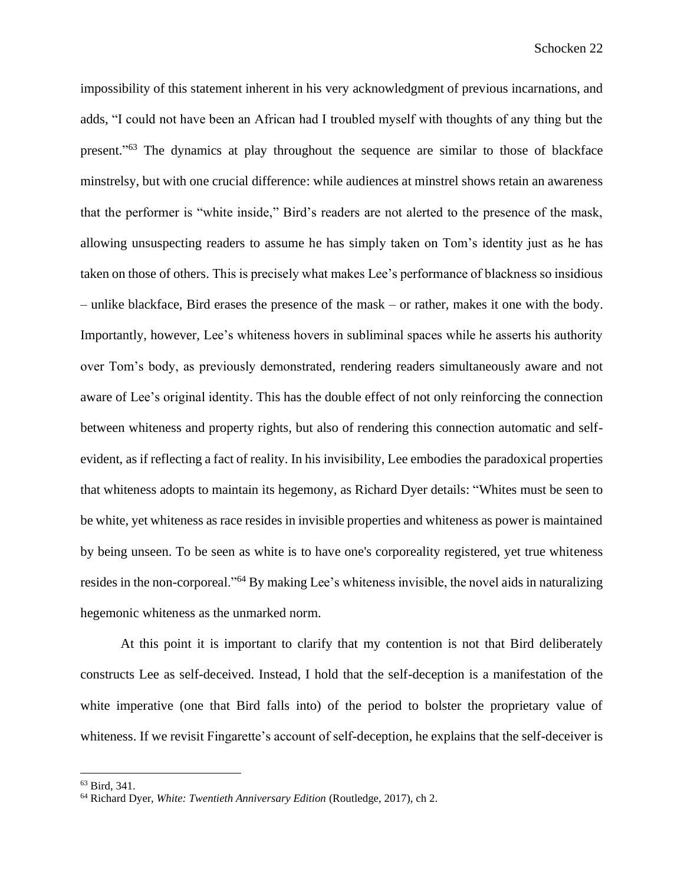impossibility of this statement inherent in his very acknowledgment of previous incarnations, and adds, "I could not have been an African had I troubled myself with thoughts of any thing but the present."[63] The dynamics at play throughout the sequence are similar to those of blackface minstrelsy, but with one crucial difference: while audiences at minstrel shows retain an awareness that the performer is "white inside," Bird's readers are not alerted to the presence of the mask, allowing unsuspecting readers to assume he has simply taken on Tom's identity just as he has taken on those of others. This is precisely what makes Lee's performance of blackness so insidious – unlike blackface, Bird erases the presence of the mask – or rather, makes it one with the body. Importantly, however, Lee's whiteness hovers in subliminal spaces while he asserts his authority over Tom's body, as previously demonstrated, rendering readers simultaneously aware and not aware of Lee's original identity. This has the double effect of not only reinforcing the connection between whiteness and property rights, but also of rendering this connection automatic and self-evident, as if reflecting a fact of reality. In his invisibility, Lee embodies the paradoxical properties that whiteness adopts to maintain its hegemony, as Richard Dyer details: "Whites must be seen to be white, yet whiteness as race resides in invisible properties and whiteness as power is maintained by being unseen. To be seen as white is to have one's corporeality registered, yet true whiteness resides in the non-corporeal."[64] By making Lee's whiteness invisible, the novel aids in naturalizing hegemonic whiteness as the unmarked norm.

At this point it is important to clarify that my contention is not that Bird deliberately constructs Lee as self-deceived. Instead, I hold that the self-deception is a manifestation of the white imperative (one that Bird falls into) of the period to bolster the proprietary value of whiteness. If we revisit Fingarette's account of self-deception, he explains that the self-deceiver is

---

[63] Bird, 341.

[64] Richard Dyer, *White: Twentieth Anniversary Edition* (Routledge, 2017), ch 2.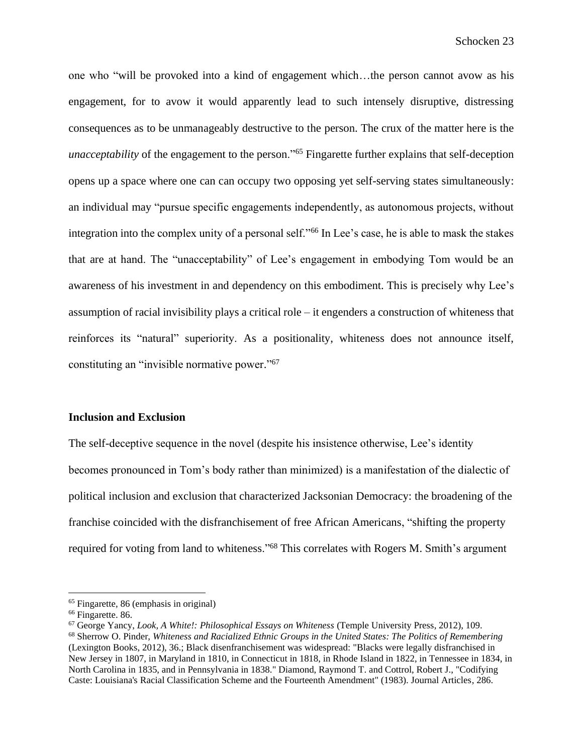one who "will be provoked into a kind of engagement which…the person cannot avow as his engagement, for to avow it would apparently lead to such intensely disruptive, distressing consequences as to be unmanageably destructive to the person. The crux of the matter here is the *unacceptability* of the engagement to the person."[65] Fingarette further explains that self-deception opens up a space where one can can occupy two opposing yet self-serving states simultaneously: an individual may "pursue specific engagements independently, as autonomous projects, without integration into the complex unity of a personal self."[66] In Lee's case, he is able to mask the stakes that are at hand. The "unacceptability" of Lee's engagement in embodying Tom would be an awareness of his investment in and dependency on this embodiment. This is precisely why Lee's assumption of racial invisibility plays a critical role – it engenders a construction of whiteness that reinforces its "natural" superiority. As a positionality, whiteness does not announce itself, constituting an "invisible normative power."[67]

## Inclusion and Exclusion

The self-deceptive sequence in the novel (despite his insistence otherwise, Lee's identity becomes pronounced in Tom's body rather than minimized) is a manifestation of the dialectic of political inclusion and exclusion that characterized Jacksonian Democracy: the broadening of the franchise coincided with the disfranchisement of free African Americans, "shifting the property required for voting from land to whiteness."[68] This correlates with Rogers M. Smith's argument

---

[65] Fingarette, 86 (emphasis in original)

[66] Fingarette. 86.

[67] George Yancy, *Look, A White!: Philosophical Essays on Whiteness* (Temple University Press, 2012), 109.

[68] Sherrow O. Pinder, *Whiteness and Racialized Ethnic Groups in the United States: The Politics of Remembering* (Lexington Books, 2012), 36.; Black disenfranchisement was widespread: "Blacks were legally disfranchised in New Jersey in 1807, in Maryland in 1810, in Connecticut in 1818, in Rhode Island in 1822, in Tennessee in 1834, in North Carolina in 1835, and in Pennsylvania in 1838." Diamond, Raymond T. and Cottrol, Robert J., "Codifying Caste: Louisiana's Racial Classification Scheme and the Fourteenth Amendment" (1983). Journal Articles, 286.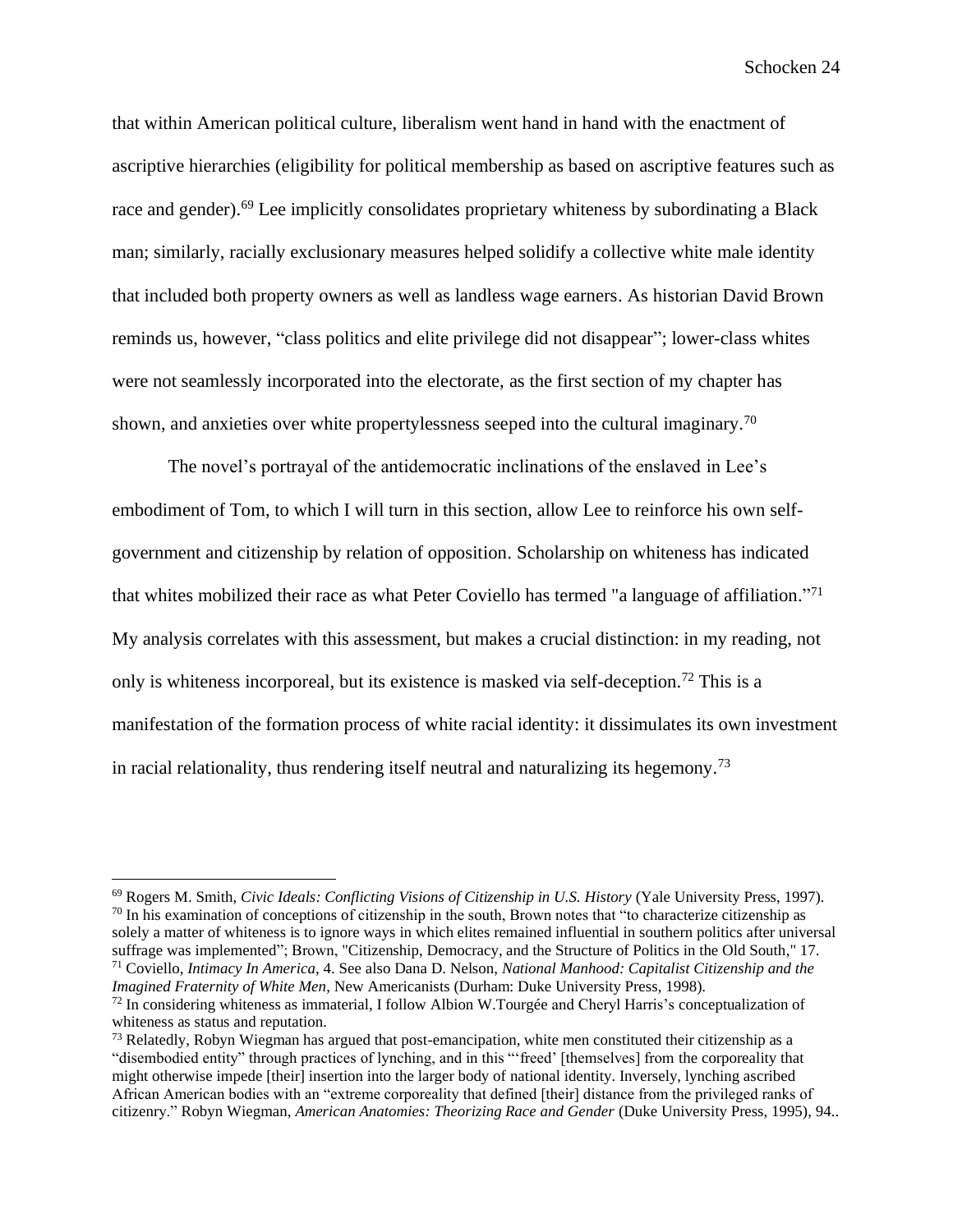that within American political culture, liberalism went hand in hand with the enactment of ascriptive hierarchies (eligibility for political membership as based on ascriptive features such as race and gender).[69] Lee implicitly consolidates proprietary whiteness by subordinating a Black man; similarly, racially exclusionary measures helped solidify a collective white male identity that included both property owners as well as landless wage earners. As historian David Brown reminds us, however, "class politics and elite privilege did not disappear"; lower-class whites were not seamlessly incorporated into the electorate, as the first section of my chapter has shown, and anxieties over white propertylessness seeped into the cultural imaginary.[70]

The novel's portrayal of the antidemocratic inclinations of the enslaved in Lee's embodiment of Tom, to which I will turn in this section, allow Lee to reinforce his own self-government and citizenship by relation of opposition. Scholarship on whiteness has indicated that whites mobilized their race as what Peter Coviello has termed "a language of affiliation."[71] My analysis correlates with this assessment, but makes a crucial distinction: in my reading, not only is whiteness incorporeal, but its existence is masked via self-deception.[72] This is a manifestation of the formation process of white racial identity: it dissimulates its own investment in racial relationality, thus rendering itself neutral and naturalizing its hegemony.[73]

---

[69] Rogers M. Smith, *Civic Ideals: Conflicting Visions of Citizenship in U.S. History* (Yale University Press, 1997).

[70] In his examination of conceptions of citizenship in the south, Brown notes that "to characterize citizenship as solely a matter of whiteness is to ignore ways in which elites remained influential in southern politics after universal suffrage was implemented"; Brown, "Citizenship, Democracy, and the Structure of Politics in the Old South," 17.

[71] Coviello, *Intimacy In America*, 4. See also Dana D. Nelson, *National Manhood: Capitalist Citizenship and the Imagined Fraternity of White Men*, New Americanists (Durham: Duke University Press, 1998).

[72] In considering whiteness as immaterial, I follow Albion W.Tourgée and Cheryl Harris's conceptualization of whiteness as status and reputation.

[73] Relatedly, Robyn Wiegman has argued that post-emancipation, white men constituted their citizenship as a "disembodied entity" through practices of lynching, and in this "'freed' [themselves] from the corporeality that might otherwise impede [their] insertion into the larger body of national identity. Inversely, lynching ascribed African American bodies with an "extreme corporeality that defined [their] distance from the privileged ranks of citizenry." Robyn Wiegman, *American Anatomies: Theorizing Race and Gender* (Duke University Press, 1995), 94..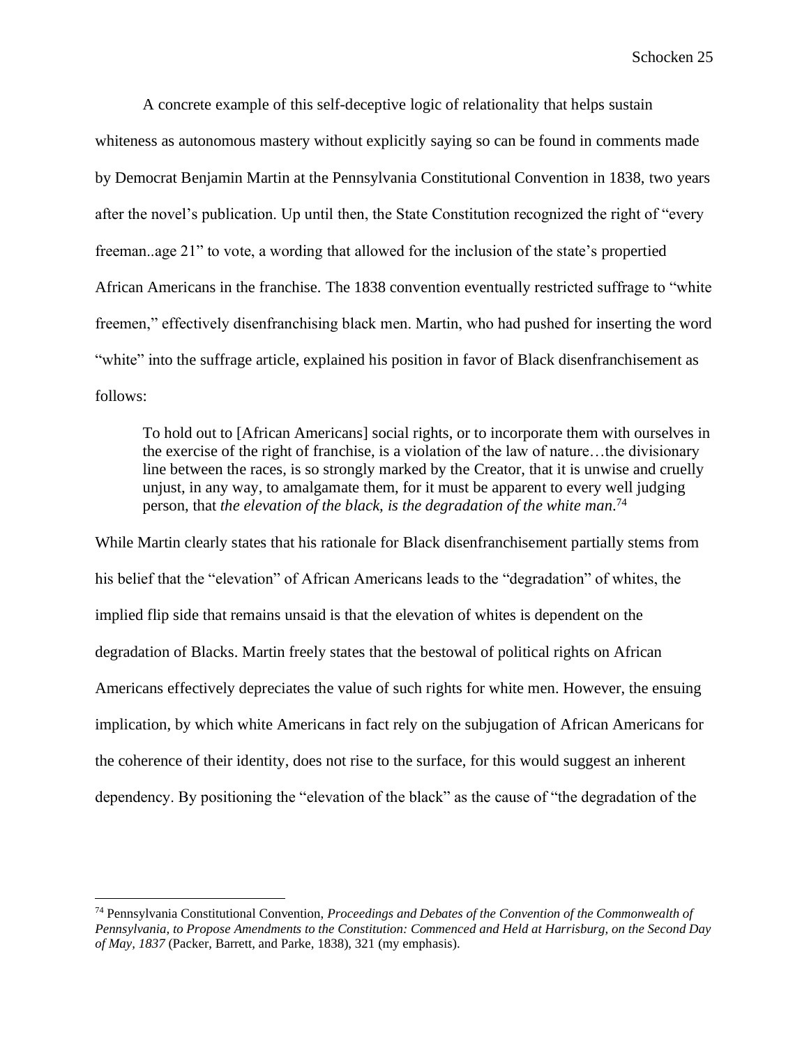A concrete example of this self-deceptive logic of relationality that helps sustain whiteness as autonomous mastery without explicitly saying so can be found in comments made by Democrat Benjamin Martin at the Pennsylvania Constitutional Convention in 1838, two years after the novel's publication. Up until then, the State Constitution recognized the right of "every freeman..age 21" to vote, a wording that allowed for the inclusion of the state's propertied African Americans in the franchise. The 1838 convention eventually restricted suffrage to "white freemen," effectively disenfranchising black men. Martin, who had pushed for inserting the word "white" into the suffrage article, explained his position in favor of Black disenfranchisement as follows:

> To hold out to [African Americans] social rights, or to incorporate them with ourselves in the exercise of the right of franchise, is a violation of the law of nature…the divisionary line between the races, is so strongly marked by the Creator, that it is unwise and cruelly unjust, in any way, to amalgamate them, for it must be apparent to every well judging person, that *the elevation of the black, is the degradation of the white man*.[74]

While Martin clearly states that his rationale for Black disenfranchisement partially stems from his belief that the "elevation" of African Americans leads to the "degradation" of whites, the implied flip side that remains unsaid is that the elevation of whites is dependent on the degradation of Blacks. Martin freely states that the bestowal of political rights on African Americans effectively depreciates the value of such rights for white men. However, the ensuing implication, by which white Americans in fact rely on the subjugation of African Americans for the coherence of their identity, does not rise to the surface, for this would suggest an inherent dependency. By positioning the "elevation of the black" as the cause of "the degradation of the

---

[74] Pennsylvania Constitutional Convention, *Proceedings and Debates of the Convention of the Commonwealth of Pennsylvania, to Propose Amendments to the Constitution: Commenced and Held at Harrisburg, on the Second Day of May, 1837* (Packer, Barrett, and Parke, 1838), 321 (my emphasis).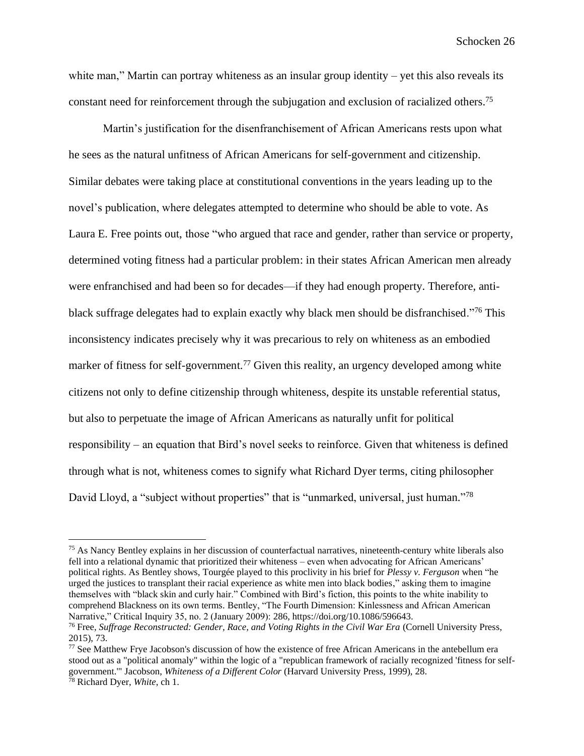white man," Martin can portray whiteness as an insular group identity – yet this also reveals its constant need for reinforcement through the subjugation and exclusion of racialized others.[75]

Martin's justification for the disenfranchisement of African Americans rests upon what he sees as the natural unfitness of African Americans for self-government and citizenship. Similar debates were taking place at constitutional conventions in the years leading up to the novel's publication, where delegates attempted to determine who should be able to vote. As Laura E. Free points out, those "who argued that race and gender, rather than service or property, determined voting fitness had a particular problem: in their states African American men already were enfranchised and had been so for decades—if they had enough property. Therefore, anti-black suffrage delegates had to explain exactly why black men should be disfranchised."[76] This inconsistency indicates precisely why it was precarious to rely on whiteness as an embodied marker of fitness for self-government.[77] Given this reality, an urgency developed among white citizens not only to define citizenship through whiteness, despite its unstable referential status, but also to perpetuate the image of African Americans as naturally unfit for political responsibility – an equation that Bird's novel seeks to reinforce. Given that whiteness is defined through what is not, whiteness comes to signify what Richard Dyer terms, citing philosopher David Lloyd, a "subject without properties" that is "unmarked, universal, just human."[78]

---

[75] As Nancy Bentley explains in her discussion of counterfactual narratives, nineteenth-century white liberals also fell into a relational dynamic that prioritized their whiteness – even when advocating for African Americans' political rights. As Bentley shows, Tourgée played to this proclivity in his brief for *Plessy v. Ferguson* when "he urged the justices to transplant their racial experience as white men into black bodies," asking them to imagine themselves with "black skin and curly hair." Combined with Bird's fiction, this points to the white inability to comprehend Blackness on its own terms. Bentley, "The Fourth Dimension: Kinlessness and African American Narrative," Critical Inquiry 35, no. 2 (January 2009): 286, https://doi.org/10.1086/596643.

[76] Free, *Suffrage Reconstructed: Gender, Race, and Voting Rights in the Civil War Era* (Cornell University Press, 2015), 73.

[77] See Matthew Frye Jacobson's discussion of how the existence of free African Americans in the antebellum era stood out as a "political anomaly" within the logic of a "republican framework of racially recognized 'fitness for self-government.'" Jacobson, *Whiteness of a Different Color* (Harvard University Press, 1999), 28.

[78] Richard Dyer, *White*, ch 1.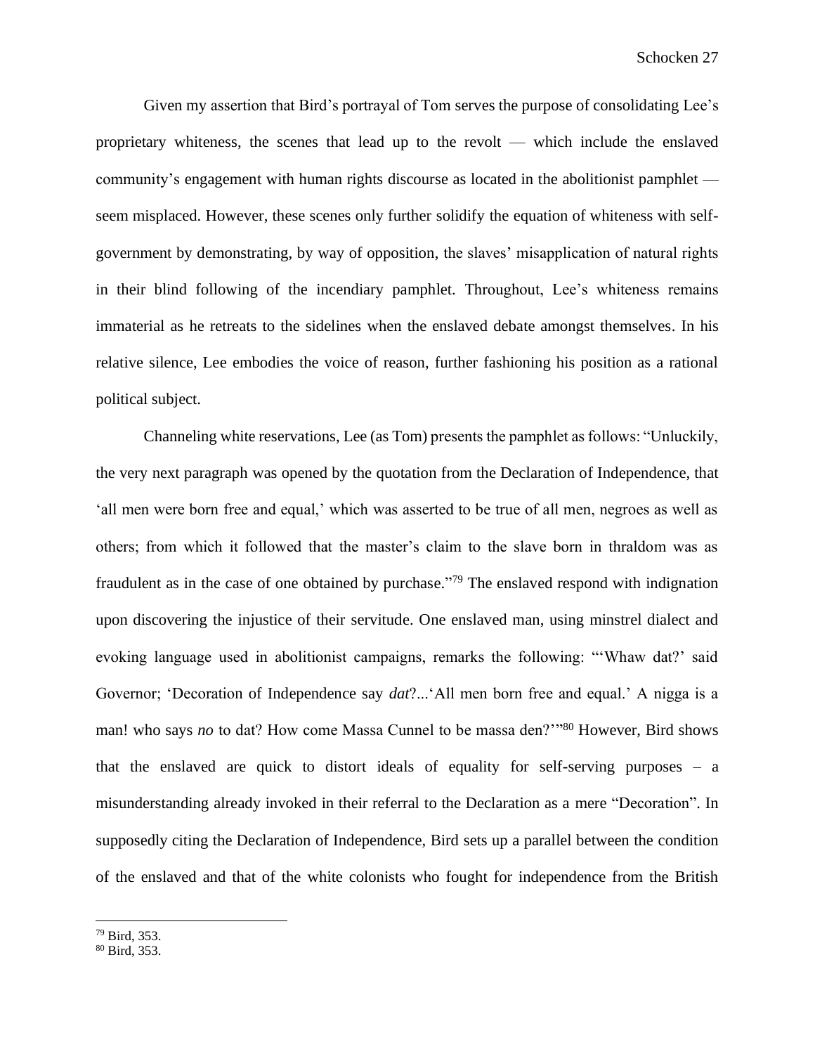Given my assertion that Bird's portrayal of Tom serves the purpose of consolidating Lee's proprietary whiteness, the scenes that lead up to the revolt — which include the enslaved community's engagement with human rights discourse as located in the abolitionist pamphlet — seem misplaced. However, these scenes only further solidify the equation of whiteness with self-government by demonstrating, by way of opposition, the slaves' misapplication of natural rights in their blind following of the incendiary pamphlet. Throughout, Lee's whiteness remains immaterial as he retreats to the sidelines when the enslaved debate amongst themselves. In his relative silence, Lee embodies the voice of reason, further fashioning his position as a rational political subject.

Channeling white reservations, Lee (as Tom) presents the pamphlet as follows: "Unluckily, the very next paragraph was opened by the quotation from the Declaration of Independence, that 'all men were born free and equal,' which was asserted to be true of all men, negroes as well as others; from which it followed that the master's claim to the slave born in thraldom was as fraudulent as in the case of one obtained by purchase."[79] The enslaved respond with indignation upon discovering the injustice of their servitude. One enslaved man, using minstrel dialect and evoking language used in abolitionist campaigns, remarks the following: "'Whaw dat?' said Governor; 'Decoration of Independence say *dat*?...'All men born free and equal.' A nigga is a man! who says *no* to dat? How come Massa Cunnel to be massa den?'"[80] However, Bird shows that the enslaved are quick to distort ideals of equality for self-serving purposes – a misunderstanding already invoked in their referral to the Declaration as a mere "Decoration". In supposedly citing the Declaration of Independence, Bird sets up a parallel between the condition of the enslaved and that of the white colonists who fought for independence from the British

[79] Bird, 353.
[80] Bird, 353.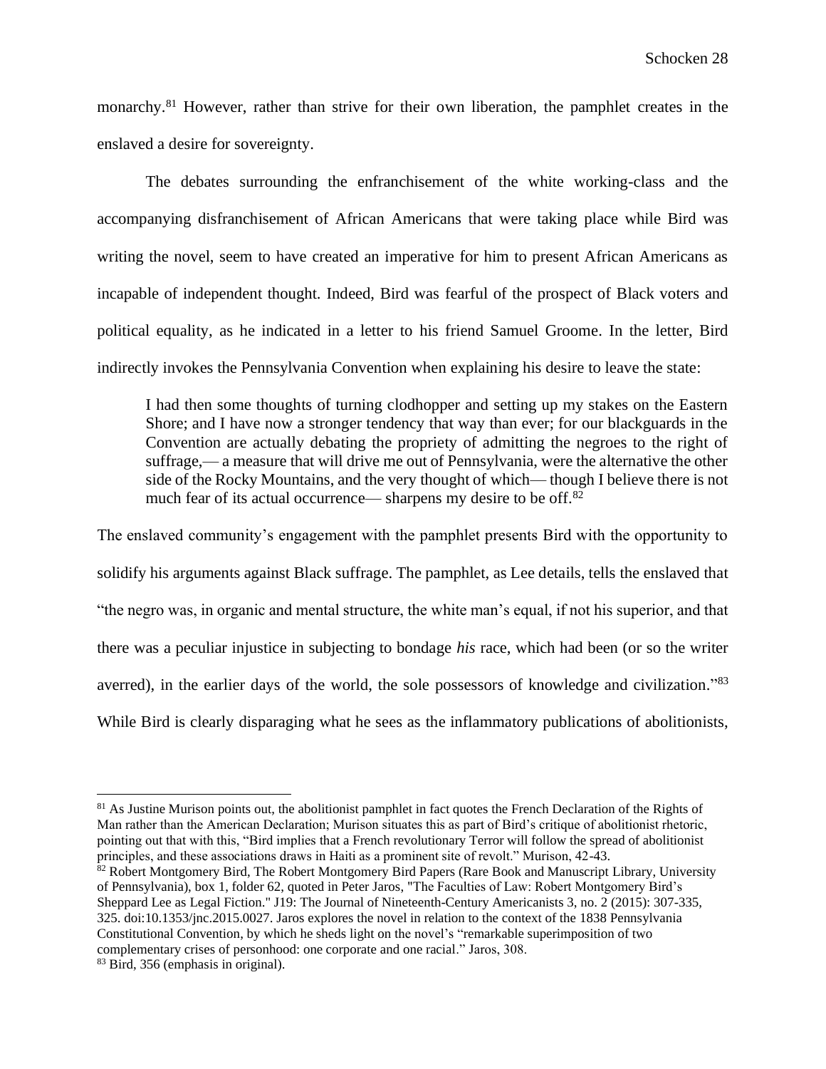monarchy.[81] However, rather than strive for their own liberation, the pamphlet creates in the enslaved a desire for sovereignty.

The debates surrounding the enfranchisement of the white working-class and the accompanying disfranchisement of African Americans that were taking place while Bird was writing the novel, seem to have created an imperative for him to present African Americans as incapable of independent thought. Indeed, Bird was fearful of the prospect of Black voters and political equality, as he indicated in a letter to his friend Samuel Groome. In the letter, Bird indirectly invokes the Pennsylvania Convention when explaining his desire to leave the state:

> I had then some thoughts of turning clodhopper and setting up my stakes on the Eastern Shore; and I have now a stronger tendency that way than ever; for our blackguards in the Convention are actually debating the propriety of admitting the negroes to the right of suffrage,— a measure that will drive me out of Pennsylvania, were the alternative the other side of the Rocky Mountains, and the very thought of which— though I believe there is not much fear of its actual occurrence— sharpens my desire to be off.[82]

The enslaved community's engagement with the pamphlet presents Bird with the opportunity to solidify his arguments against Black suffrage. The pamphlet, as Lee details, tells the enslaved that "the negro was, in organic and mental structure, the white man's equal, if not his superior, and that there was a peculiar injustice in subjecting to bondage *his* race, which had been (or so the writer averred), in the earlier days of the world, the sole possessors of knowledge and civilization."[83] While Bird is clearly disparaging what he sees as the inflammatory publications of abolitionists,

---

[81] As Justine Murison points out, the abolitionist pamphlet in fact quotes the French Declaration of the Rights of Man rather than the American Declaration; Murison situates this as part of Bird's critique of abolitionist rhetoric, pointing out that with this, "Bird implies that a French revolutionary Terror will follow the spread of abolitionist principles, and these associations draws in Haiti as a prominent site of revolt." Murison, 42-43.

[82] Robert Montgomery Bird, The Robert Montgomery Bird Papers (Rare Book and Manuscript Library, University of Pennsylvania), box 1, folder 62, quoted in Peter Jaros, "The Faculties of Law: Robert Montgomery Bird's Sheppard Lee as Legal Fiction." J19: The Journal of Nineteenth-Century Americanists 3, no. 2 (2015): 307-335, 325. doi:10.1353/jnc.2015.0027. Jaros explores the novel in relation to the context of the 1838 Pennsylvania Constitutional Convention, by which he sheds light on the novel's "remarkable superimposition of two complementary crises of personhood: one corporate and one racial." Jaros, 308.

[83] Bird, 356 (emphasis in original).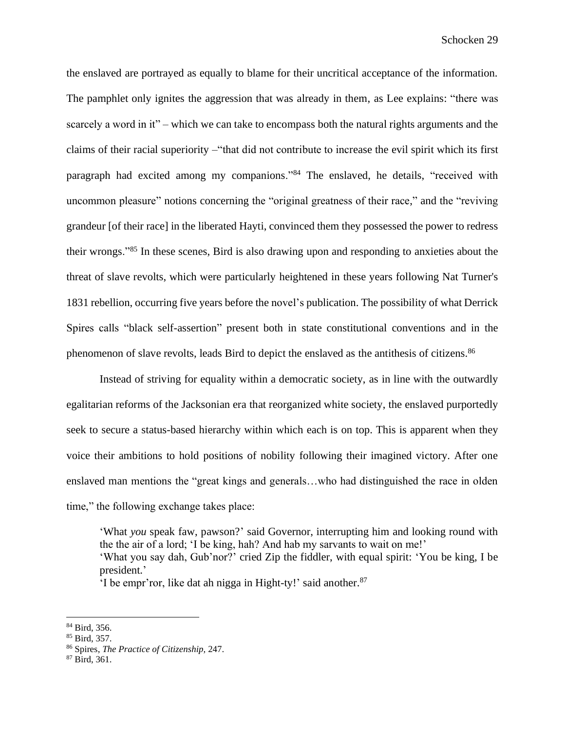the enslaved are portrayed as equally to blame for their uncritical acceptance of the information. The pamphlet only ignites the aggression that was already in them, as Lee explains: "there was scarcely a word in it" – which we can take to encompass both the natural rights arguments and the claims of their racial superiority –"that did not contribute to increase the evil spirit which its first paragraph had excited among my companions."[84] The enslaved, he details, "received with uncommon pleasure" notions concerning the "original greatness of their race," and the "reviving grandeur [of their race] in the liberated Hayti, convinced them they possessed the power to redress their wrongs."[85] In these scenes, Bird is also drawing upon and responding to anxieties about the threat of slave revolts, which were particularly heightened in these years following Nat Turner's 1831 rebellion, occurring five years before the novel's publication. The possibility of what Derrick Spires calls "black self-assertion" present both in state constitutional conventions and in the phenomenon of slave revolts, leads Bird to depict the enslaved as the antithesis of citizens.[86]

Instead of striving for equality within a democratic society, as in line with the outwardly egalitarian reforms of the Jacksonian era that reorganized white society, the enslaved purportedly seek to secure a status-based hierarchy within which each is on top. This is apparent when they voice their ambitions to hold positions of nobility following their imagined victory. After one enslaved man mentions the "great kings and generals…who had distinguished the race in olden time," the following exchange takes place:

> 'What *you* speak faw, pawson?' said Governor, interrupting him and looking round with the the air of a lord; 'I be king, hah? And hab my sarvants to wait on me!'
> 'What you say dah, Gub'nor?' cried Zip the fiddler, with equal spirit: 'You be king, I be president.'
> 'I be empr'ror, like dat ah nigga in Hight-ty!' said another.[87]

---

[84] Bird, 356.
[85] Bird, 357.
[86] Spires, *The Practice of Citizenship,* 247.
[87] Bird, 361.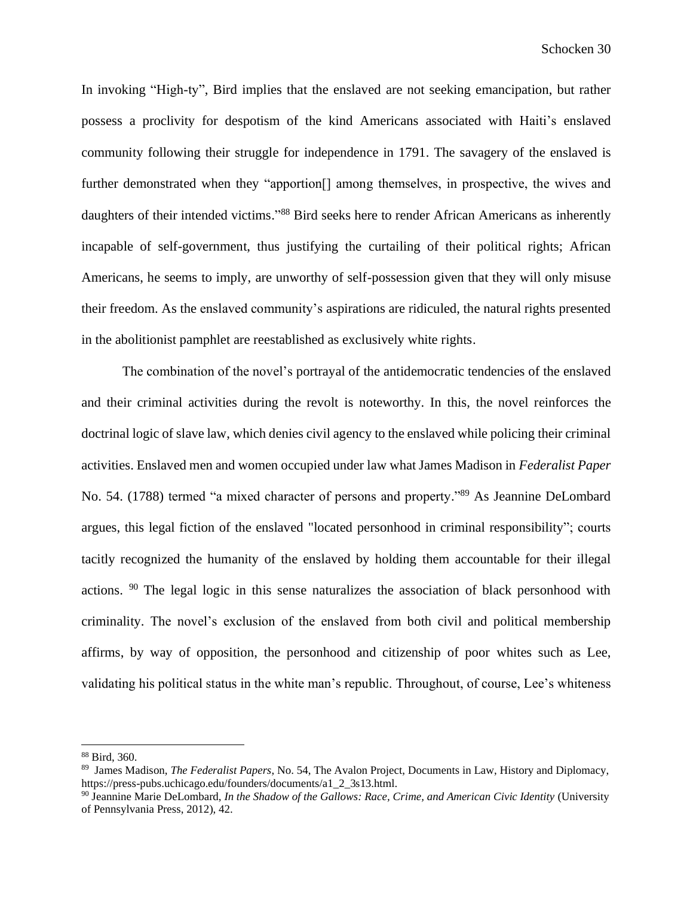In invoking "High-ty", Bird implies that the enslaved are not seeking emancipation, but rather possess a proclivity for despotism of the kind Americans associated with Haiti's enslaved community following their struggle for independence in 1791. The savagery of the enslaved is further demonstrated when they "apportion[] among themselves, in prospective, the wives and daughters of their intended victims."[88] Bird seeks here to render African Americans as inherently incapable of self-government, thus justifying the curtailing of their political rights; African Americans, he seems to imply, are unworthy of self-possession given that they will only misuse their freedom. As the enslaved community's aspirations are ridiculed, the natural rights presented in the abolitionist pamphlet are reestablished as exclusively white rights.

The combination of the novel's portrayal of the antidemocratic tendencies of the enslaved and their criminal activities during the revolt is noteworthy. In this, the novel reinforces the doctrinal logic of slave law, which denies civil agency to the enslaved while policing their criminal activities. Enslaved men and women occupied under law what James Madison in *Federalist Paper* No. 54. (1788) termed "a mixed character of persons and property."[89] As Jeannine DeLombard argues, this legal fiction of the enslaved "located personhood in criminal responsibility"; courts tacitly recognized the humanity of the enslaved by holding them accountable for their illegal actions. [90] The legal logic in this sense naturalizes the association of black personhood with criminality. The novel's exclusion of the enslaved from both civil and political membership affirms, by way of opposition, the personhood and citizenship of poor whites such as Lee, validating his political status in the white man's republic. Throughout, of course, Lee's whiteness

---

[88] Bird, 360.

[89] James Madison, *The Federalist Papers*, No. 54, The Avalon Project, Documents in Law, History and Diplomacy, https://press-pubs.uchicago.edu/founders/documents/a1_2_3s13.html.

[90] Jeannine Marie DeLombard, *In the Shadow of the Gallows: Race, Crime, and American Civic Identity* (University of Pennsylvania Press, 2012), 42.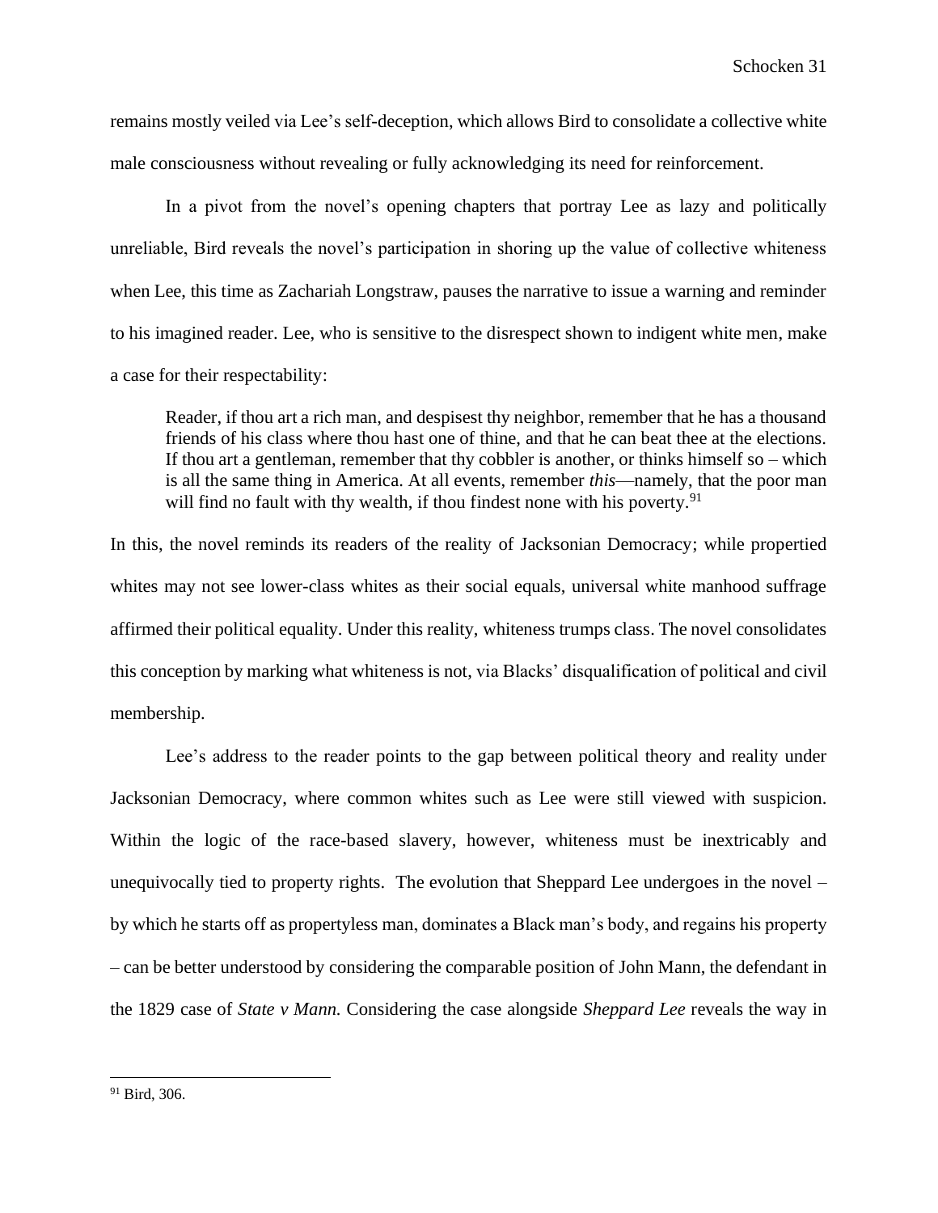remains mostly veiled via Lee's self-deception, which allows Bird to consolidate a collective white male consciousness without revealing or fully acknowledging its need for reinforcement.

In a pivot from the novel's opening chapters that portray Lee as lazy and politically unreliable, Bird reveals the novel's participation in shoring up the value of collective whiteness when Lee, this time as Zachariah Longstraw, pauses the narrative to issue a warning and reminder to his imagined reader. Lee, who is sensitive to the disrespect shown to indigent white men, make a case for their respectability:

> Reader, if thou art a rich man, and despisest thy neighbor, remember that he has a thousand friends of his class where thou hast one of thine, and that he can beat thee at the elections. If thou art a gentleman, remember that thy cobbler is another, or thinks himself so – which is all the same thing in America. At all events, remember *this*—namely, that the poor man will find no fault with thy wealth, if thou findest none with his poverty.[91]

In this, the novel reminds its readers of the reality of Jacksonian Democracy; while propertied whites may not see lower-class whites as their social equals, universal white manhood suffrage affirmed their political equality. Under this reality, whiteness trumps class. The novel consolidates this conception by marking what whiteness is not, via Blacks' disqualification of political and civil membership.

Lee's address to the reader points to the gap between political theory and reality under Jacksonian Democracy, where common whites such as Lee were still viewed with suspicion. Within the logic of the race-based slavery, however, whiteness must be inextricably and unequivocally tied to property rights. The evolution that Sheppard Lee undergoes in the novel – by which he starts off as propertyless man, dominates a Black man's body, and regains his property – can be better understood by considering the comparable position of John Mann, the defendant in the 1829 case of *State v Mann.* Considering the case alongside *Sheppard Lee* reveals the way in

---

[91] Bird, 306.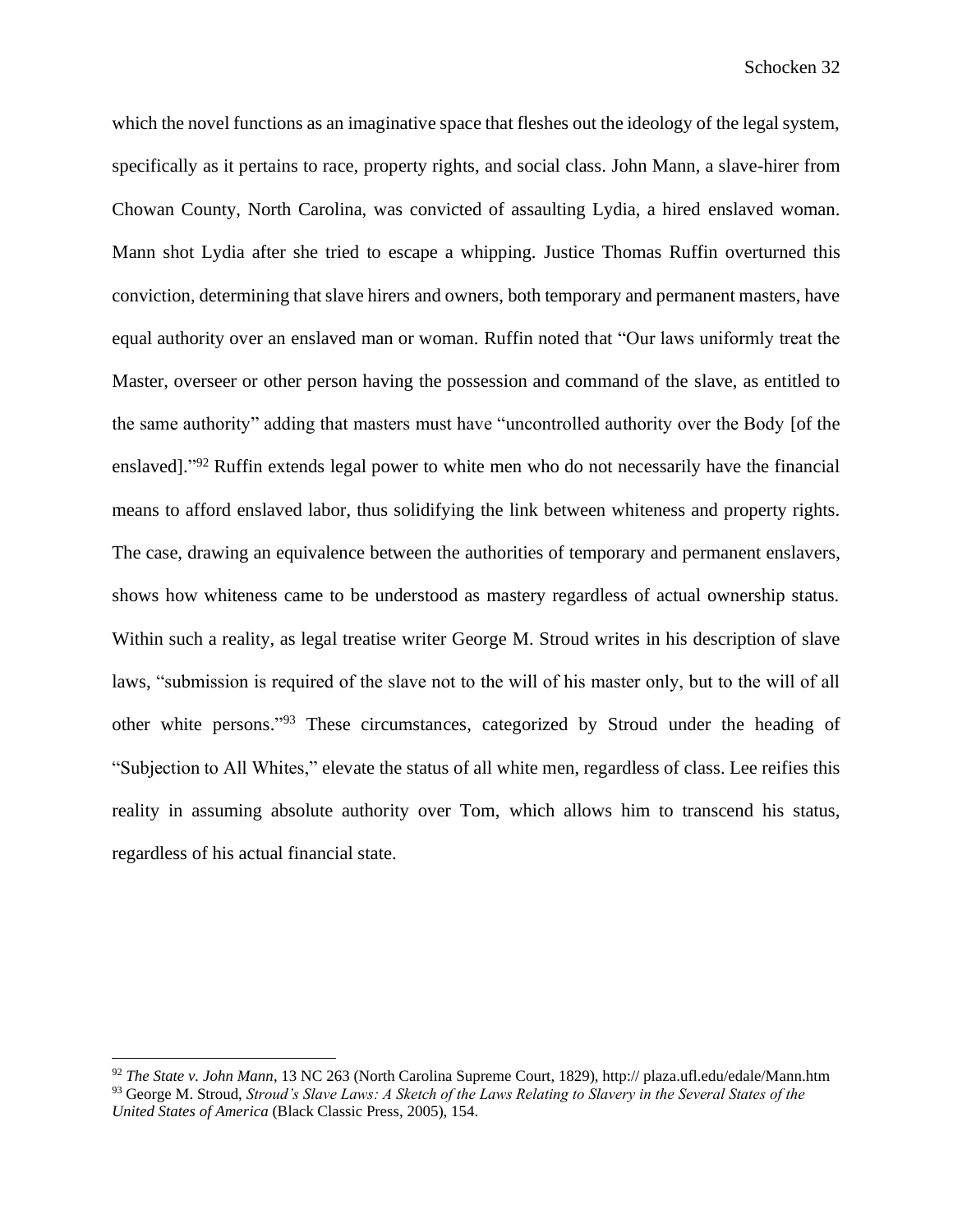which the novel functions as an imaginative space that fleshes out the ideology of the legal system, specifically as it pertains to race, property rights, and social class. John Mann, a slave-hirer from Chowan County, North Carolina, was convicted of assaulting Lydia, a hired enslaved woman. Mann shot Lydia after she tried to escape a whipping. Justice Thomas Ruffin overturned this conviction, determining that slave hirers and owners, both temporary and permanent masters, have equal authority over an enslaved man or woman. Ruffin noted that "Our laws uniformly treat the Master, overseer or other person having the possession and command of the slave, as entitled to the same authority" adding that masters must have "uncontrolled authority over the Body [of the enslaved]."[92] Ruffin extends legal power to white men who do not necessarily have the financial means to afford enslaved labor, thus solidifying the link between whiteness and property rights. The case, drawing an equivalence between the authorities of temporary and permanent enslavers, shows how whiteness came to be understood as mastery regardless of actual ownership status. Within such a reality, as legal treatise writer George M. Stroud writes in his description of slave laws, "submission is required of the slave not to the will of his master only, but to the will of all other white persons."[93] These circumstances, categorized by Stroud under the heading of "Subjection to All Whites," elevate the status of all white men, regardless of class. Lee reifies this reality in assuming absolute authority over Tom, which allows him to transcend his status, regardless of his actual financial state.

---

[92] *The State v. John Mann*, 13 NC 263 (North Carolina Supreme Court, 1829), http:// plaza.ufl.edu/edale/Mann.htm

[93] George M. Stroud, *Stroud's Slave Laws: A Sketch of the Laws Relating to Slavery in the Several States of the United States of America* (Black Classic Press, 2005), 154.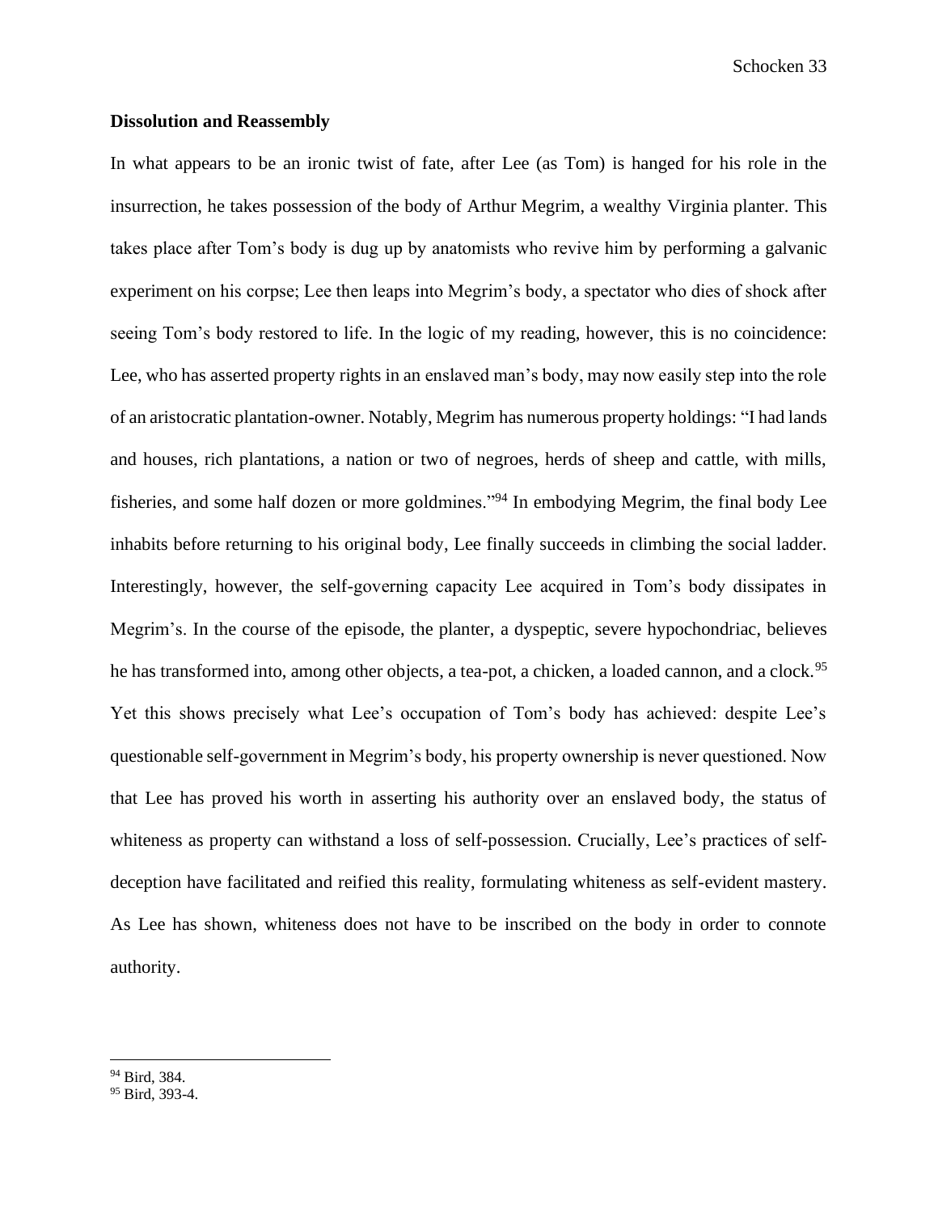**Dissolution and Reassembly**

In what appears to be an ironic twist of fate, after Lee (as Tom) is hanged for his role in the insurrection, he takes possession of the body of Arthur Megrim, a wealthy Virginia planter. This takes place after Tom's body is dug up by anatomists who revive him by performing a galvanic experiment on his corpse; Lee then leaps into Megrim's body, a spectator who dies of shock after seeing Tom's body restored to life. In the logic of my reading, however, this is no coincidence: Lee, who has asserted property rights in an enslaved man's body, may now easily step into the role of an aristocratic plantation-owner. Notably, Megrim has numerous property holdings: "I had lands and houses, rich plantations, a nation or two of negroes, herds of sheep and cattle, with mills, fisheries, and some half dozen or more goldmines."[94] In embodying Megrim, the final body Lee inhabits before returning to his original body, Lee finally succeeds in climbing the social ladder. Interestingly, however, the self-governing capacity Lee acquired in Tom's body dissipates in Megrim's. In the course of the episode, the planter, a dyspeptic, severe hypochondriac, believes he has transformed into, among other objects, a tea-pot, a chicken, a loaded cannon, and a clock.[95] Yet this shows precisely what Lee's occupation of Tom's body has achieved: despite Lee's questionable self-government in Megrim's body, his property ownership is never questioned. Now that Lee has proved his worth in asserting his authority over an enslaved body, the status of whiteness as property can withstand a loss of self-possession. Crucially, Lee's practices of self-deception have facilitated and reified this reality, formulating whiteness as self-evident mastery. As Lee has shown, whiteness does not have to be inscribed on the body in order to connote authority.

---

[94] Bird, 384.

[95] Bird, 393-4.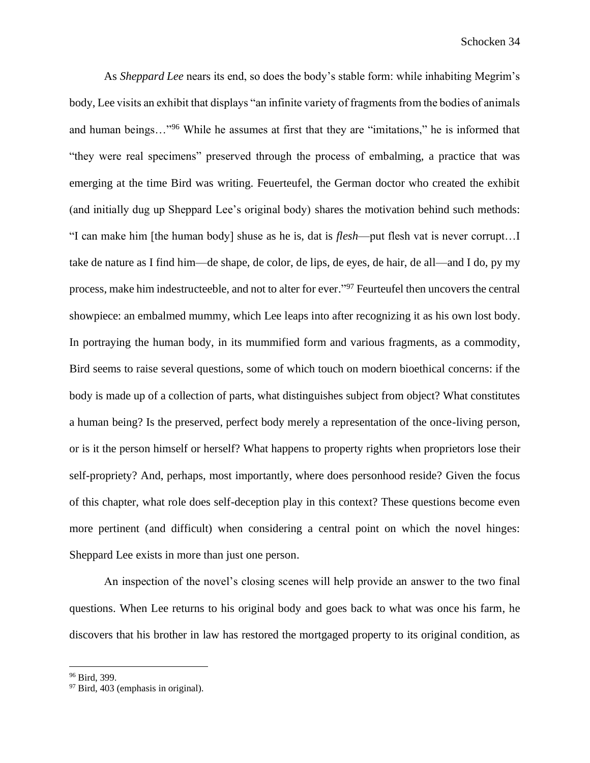As *Sheppard Lee* nears its end, so does the body's stable form: while inhabiting Megrim's body, Lee visits an exhibit that displays "an infinite variety of fragments from the bodies of animals and human beings…"[96] While he assumes at first that they are "imitations," he is informed that "they were real specimens" preserved through the process of embalming, a practice that was emerging at the time Bird was writing. Feuerteufel, the German doctor who created the exhibit (and initially dug up Sheppard Lee's original body) shares the motivation behind such methods: "I can make him [the human body] shuse as he is, dat is *flesh*—put flesh vat is never corrupt…I take de nature as I find him—de shape, de color, de lips, de eyes, de hair, de all—and I do, py my process, make him indestructeeble, and not to alter for ever."[97] Feurteufel then uncovers the central showpiece: an embalmed mummy, which Lee leaps into after recognizing it as his own lost body. In portraying the human body, in its mummified form and various fragments, as a commodity, Bird seems to raise several questions, some of which touch on modern bioethical concerns: if the body is made up of a collection of parts, what distinguishes subject from object? What constitutes a human being? Is the preserved, perfect body merely a representation of the once-living person, or is it the person himself or herself? What happens to property rights when proprietors lose their self-propriety? And, perhaps, most importantly, where does personhood reside? Given the focus of this chapter, what role does self-deception play in this context? These questions become even more pertinent (and difficult) when considering a central point on which the novel hinges: Sheppard Lee exists in more than just one person.

An inspection of the novel's closing scenes will help provide an answer to the two final questions. When Lee returns to his original body and goes back to what was once his farm, he discovers that his brother in law has restored the mortgaged property to its original condition, as

---

[96] Bird, 399.

[97] Bird, 403 (emphasis in original).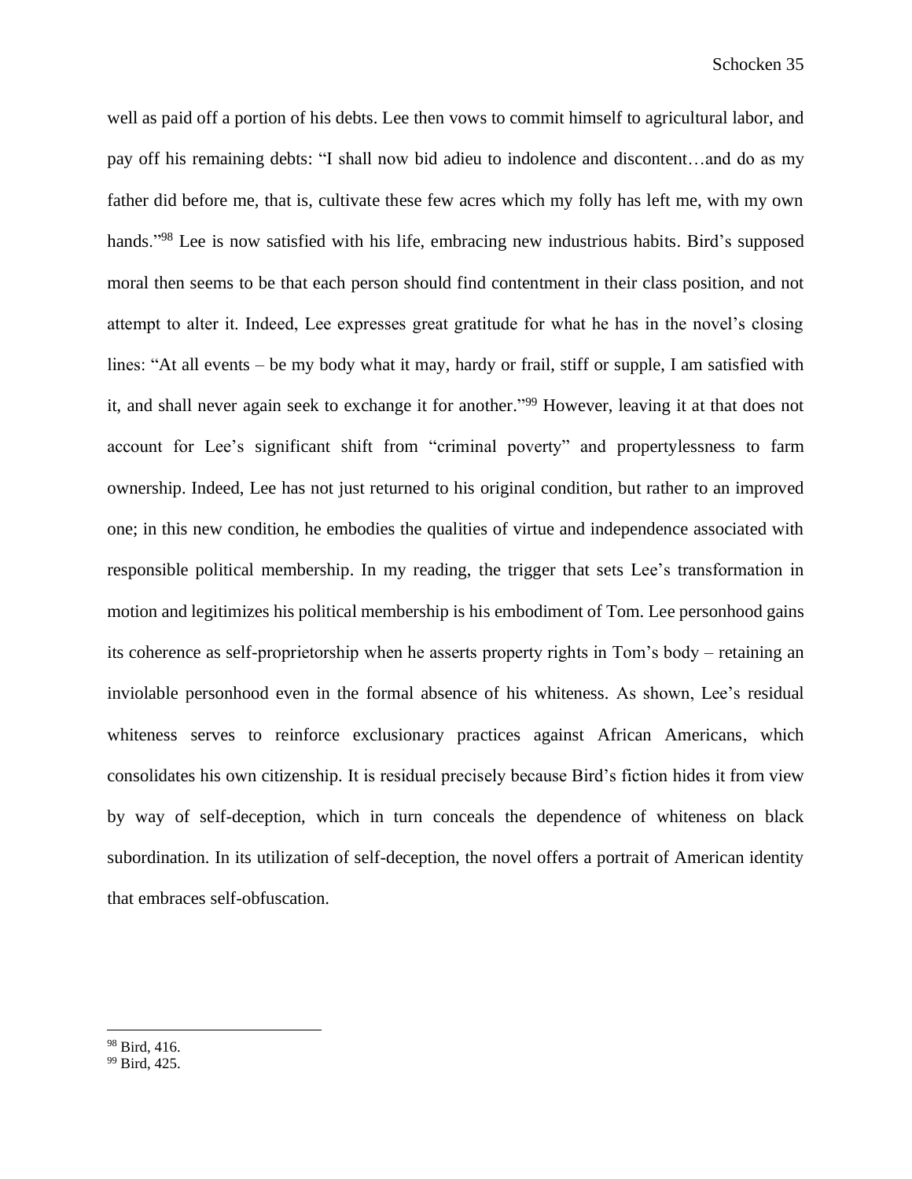well as paid off a portion of his debts. Lee then vows to commit himself to agricultural labor, and pay off his remaining debts: "I shall now bid adieu to indolence and discontent…and do as my father did before me, that is, cultivate these few acres which my folly has left me, with my own hands."[98] Lee is now satisfied with his life, embracing new industrious habits. Bird's supposed moral then seems to be that each person should find contentment in their class position, and not attempt to alter it. Indeed, Lee expresses great gratitude for what he has in the novel's closing lines: "At all events – be my body what it may, hardy or frail, stiff or supple, I am satisfied with it, and shall never again seek to exchange it for another."[99] However, leaving it at that does not account for Lee's significant shift from "criminal poverty" and propertylessness to farm ownership. Indeed, Lee has not just returned to his original condition, but rather to an improved one; in this new condition, he embodies the qualities of virtue and independence associated with responsible political membership. In my reading, the trigger that sets Lee's transformation in motion and legitimizes his political membership is his embodiment of Tom. Lee personhood gains its coherence as self-proprietorship when he asserts property rights in Tom's body – retaining an inviolable personhood even in the formal absence of his whiteness. As shown, Lee's residual whiteness serves to reinforce exclusionary practices against African Americans, which consolidates his own citizenship. It is residual precisely because Bird's fiction hides it from view by way of self-deception, which in turn conceals the dependence of whiteness on black subordination. In its utilization of self-deception, the novel offers a portrait of American identity that embraces self-obfuscation.

[98] Bird, 416.
[99] Bird, 425.